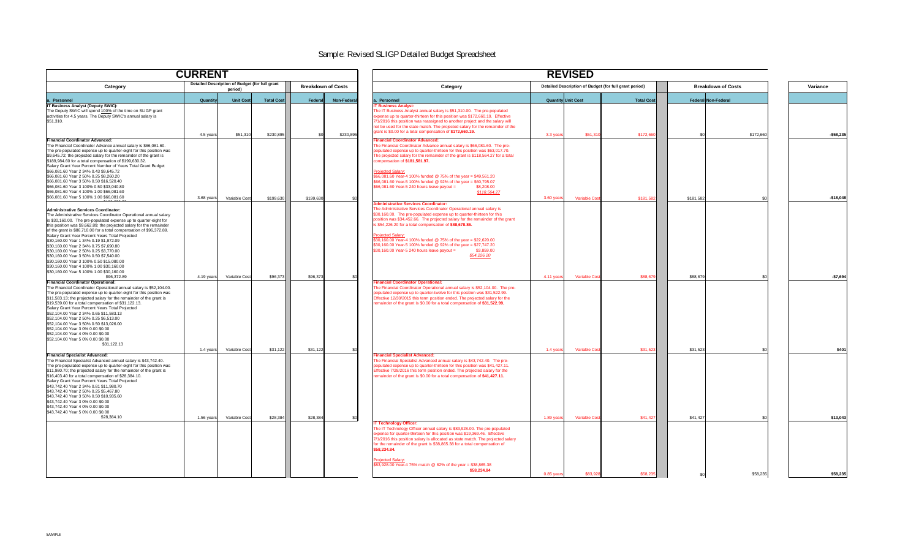# Sample: Revised SLIGP Detailed Budget Spreadsheet

## CURRENT

| Category | Detailed Description of Budget (for full grant period) | | | Breakdown of Costs | |
|---|---|---|---|---|---|
| **a. Personnel** | **Quantity** | **Unit Cost** | **Total Cost** | **Federal** | **Non-Federal** |
| **IT Business Analyst (Deputy SWIC):** The Deputy SWIC will spend 100% of the time on SLIGP grant activities for 4.5 years. The Deputy SWIC's annual salary is $51,310. | 4.5 years | $51,310 | $230,895 | $0 | $230,895 |
| **Financial Coordinator Advanced:** The Financial Coordinator Advance annual salary is $66,081.60. The pre-populated expense up to quarter-eight for this position was $9,645.72; the projected salary for the remainder of the grant is $189,984.60 for a total compensation of $199,630.32. Salary Grant Year Percent Number of Years Total Grant Budget $66,081.60 Year 2 34% 0.43 $9,645.72 $66,081.60 Year 2 50% 0.25 $8,260.20 $66,081.60 Year 3 50% 0.50 $16,520.40 $66,081.60 Year 3 100% 0.50 $33,040.80 $66,081.60 Year 4 100% 1.00 $66,081.60 $66,081.60 Year 5 100% 1.00 $66,081.60 | 3.68 years | Variable Cost | $199,630 | $199,630 | $0 |
| **Administrative Services Coordinator:** The Administrative Services Coordinator Operational annual salary is $30,160.00. The pre-populated expense up to quarter-eight for this position was $9,662.89; the projected salary for the remainder of the grant is $86,710.00 for a total compensation of $96,372.89. Salary Grant Year Percent Years Total Projected $30,160.00 Year 1 34% 0.19 $1,972.09 $30,160.00 Year 2 34% 0.75 $7,690.80 $30,160.00 Year 2 50% 0.25 $3,770.00 $30,160.00 Year 3 50% 0.50 $7,540.00 $30,160.00 Year 3 100% 0.50 $15,080.00 $30,160.00 Year 4 100% 1.00 $30,160.00 $30,160.00 Year 5 100% 1.00 $30,160.00 $96,372.89 | 4.19 years | Variable Cost | $96,373 | $96,373 | $0 |
| **Financial Coordinator Operational:** The Financial Coordinator Operational annual salary is $52,104.00. The pre-populated expense up to quarter-eight for this position was $11,583.13; the projected salary for the remainder of the grant is $19,539.00 for a total compensation of $31,122.13. Salary Grant Year Percent Years Total Projected $52,104.00 Year 2 34% 0.65 $11,583.13 $52,104.00 Year 2 50% 0.25 $6,513.00 $52,104.00 Year 3 50% 0.50 $13,026.00 $52,104.00 Year 3 0% 0.00 $0.00 $52,104.00 Year 4 0% 0.00 $0.00 $52,104.00 Year 5 0% 0.00 $0.00 $31,122.13 | 1.4 years | Variable Cost | $31,122 | $31,122 | $0 |
| **Financial Specialist Advanced:** The Financial Specialist Advanced annual salary is $43,742.40. The pre-populated expense up to quarter-eight for this position was $11,980.70; the projected salary for the remainder of the grant is $16,403.40 for a total compensation of $28,384.10. Salary Grant Year Percent Years Total Projected $43,742.40 Year 2 34% 0.81 $11,980.70 $43,742.40 Year 2 50% 0.25 $5,467.80 $43,742.40 Year 3 50% 0.50 $10,935.60 $43,742.40 Year 3 0% 0.00 $0.00 $43,742.40 Year 4 0% 0.00 $0.00 $43,742.40 Year 5 0% 0.00 $0.00 $28,384.10 | 1.56 years | Variable Cost | $28,384 | $28,384 | $0 |
| | | | | | |

## REVISED

| Category | Detailed Description of Budget (for full grant period) | | | Breakdown of Costs | | Variance |
|---|---|---|---|---|---|---|
| **a. Personnel** | **Quantity** | **Unit Cost** | **Total Cost** | **Federal** | **Non-Federal** | |
| **IT Business Analyst:** The IT Business Analyst annual salary is $51,310.00. The pre-populated expense up to quarter-thirteen for this position was $172,660.19. Effective 7/1/2016 this position was reassigned to another project and the salary will not be used for the state match. The projected salary for the remainder of the grant is $0.00 for a total compensation of **$172,660.19.** | 3.3 years | $51,310 | $172,660 | $0 | $172,660 | -$58,235 |
| **Financial Coordinator Advanced:** The Financial Coordinator Advance annual salary is $66,081.60. The pre-populated expense up to quarter-thirteen for this position was $63,017.70. The projected salary for the remainder of the grant is $118,564.27 for a total compensation of **$181,581.97.** Projected Salary: $66,081.60 Year-4 100% funded @ 75% of the year = $49,561.20 $66,081.60 Year-5 100% funded @ 92% of the year = $60,795.07 $66,081.60 Year-5 240 hours leave payout = $8,208.00 $118,564.27 | 3.60 years | Variable Cost | $181,582 | $181,582 | $0 | -$18,048 |
| **Administrative Services Coordinator:** The Administrative Services Coordinator Operational annual salary is $30,160.00. The pre-populated expense up to quarter-thirteen for this position was $34,452.66. The projected salary for the remainder of the grant is $54,226.20 for a total compensation of **$88,678.86.** Projected Salary: $30,160.00 Year-4 100% funded @ 75% of the year = $22,620.00 $30,160.00 Year-5 100% funded @ 92% of the year = $27,747.20 $30,160.00 Year-5 240 hours leave payout = $3,859.00 $54,226.20 | 4.11 years | Variable Cost | $88,679 | $88,679 | $0 | -$7,694 |
| **Financial Coordinator Operational:** The Financial Coordinator Operational annual salary is $52,104.00. The pre-populated expense up to quarter-twelve for this position was $31,522.99. Effective 12/30/2015 this term position ended. The projected salary for the remainder of the grant is $0.00 for a total compensation of **$31,522.99.** | 1.4 years | Variable Cost | $31,523 | $31,523 | $0 | $401 |
| **Financial Specialist Advanced:** The Financial Specialist Advanced annual salary is $43,742.40. The pre-populated expense up to quarter-thirteen for this position was $41,427.11. Effective 7/28/2016 this term position ended. The projected salary for the remainder of the grant is $0.00 for a total compensation of **$41,427.11.** | 1.89 years | Variable Cost | $41,427 | $41,427 | $0 | $13,043 |
| **IT Technology Officer:** The IT Technology Officer annual salary is $83,928.00. The pre-populated expense for quarter-thirteen for this position was $19,369.46. Effective 7/1/2016 this position salary is allocated as state match. The projected salary for the remainder of the grant is $38,865.38 for a total compensation of **$58,234.84.** Projected Salary: $83,928.00 Year-4 75% match @ 62% of the year = $38,865.38 $58,234.84 | 0.85 years | $83,928 | $58,235 | $0 | $58,235 | $58,235 |

SAMPLE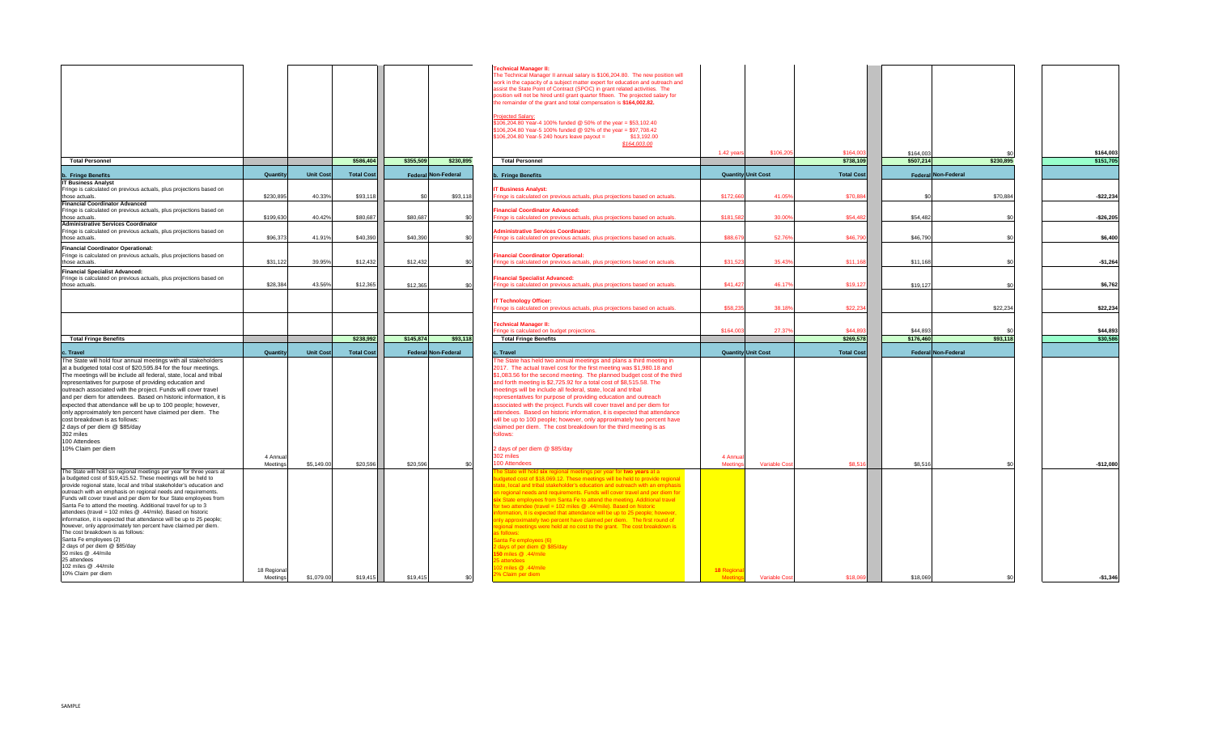| | | | | | | | | | | | | | |
|---|---|---|---|---|---|---|---|---|---|---|---|---|---|
| | | | | | | **Technical Manager II:** The Technical Manager II annual salary is $106,204.80. The new position will work in the capacity of a subject matter expert for education and outreach and assist the State Point of Contract (SPOC) in grant related activities. The position will not be hired until grant quarter fifteen. The projected salary for the remainder of the grant and total compensation is **$164,002.82.** Projected Salary: $106,204.80 Year-4 100% funded @ 50% of the year = $53,102.40 $106,204.80 Year-5 100% funded @ 92% of the year = $97,708.42 $106,204.80 Year-5 240 hours leave payout = $13,192.00 $164,003.00 | 1.42 years | $106,205 | $164,003 | $164,003 | $0 | $164,003 |
| **Total Personnel** | | | $586,404 | $355,509 | $230,895 | **Total Personnel** | | | $738,109 | $507,214 | $230,895 | $151,705 |
| **b. Fringe Benefits** | **Quantity** | **Unit Cost** | **Total Cost** | **Federal** | **Non-Federal** | **b. Fringe Benefits** | **Quantity** | **Unit Cost** | **Total Cost** | **Federal** | **Non-Federal** | |
| **IT Business Analyst** Fringe is calculated on previous actuals, plus projections based on those actuals. | $230,895 | 40.33% | $93,118 | $0 | $93,118 | **IT Business Analyst:** Fringe is calculated on previous actuals, plus projections based on actuals. | $172,660 | 41.05% | $70,884 | $0 | $70,884 | -$22,234 |
| **Financial Coordinator Advanced** Fringe is calculated on previous actuals, plus projections based on those actuals. | $199,630 | 40.42% | $80,687 | $80,687 | $0 | **Financial Coordinator Advanced:** Fringe is calculated on previous actuals, plus projections based on actuals. | $181,582 | 30.00% | $54,482 | $54,482 | $0 | -$26,205 |
| **Administrative Services Coordinator** Fringe is calculated on previous actuals, plus projections based on those actuals. | $96,373 | 41.91% | $40,390 | $40,390 | $0 | **Administrative Services Coordinator:** Fringe is calculated on previous actuals, plus projections based on actuals. | $88,679 | 52.76% | $46,790 | $46,790 | $0 | $6,400 |
| **Financial Coordinator Operational:** Fringe is calculated on previous actuals, plus projections based on those actuals. | $31,122 | 39.95% | $12,432 | $12,432 | $0 | **Financial Coordinator Operational:** Fringe is calculated on previous actuals, plus projections based on actuals. | $31,523 | 35.43% | $11,168 | $11,168 | $0 | -$1,264 |
| **Financial Specialist Advanced:** Fringe is calculated on previous actuals, plus projections based on those actuals. | $28,384 | 43.56% | $12,365 | $12,365 | $0 | **Financial Specialist Advanced:** Fringe is calculated on previous actuals, plus projections based on actuals. | $41,427 | 46.17% | $19,127 | $19,127 | $0 | $6,762 |
| | | | | | | **IT Technology Officer:** Fringe is calculated on previous actuals, plus projections based on actuals. | $58,235 | 38.18% | $22,234 | | $22,234 | $22,234 |
| | | | | | | **Technical Manager II:** Fringe is calculated on budget projections. | $164,003 | 27.37% | $44,893 | $44,893 | $0 | $44,893 |
| **Total Fringe Benefits** | | | $238,992 | $145,874 | $93,118 | **Total Fringe Benefits** | | | $269,578 | $176,460 | $93,118 | $30,586 |
| **c. Travel** | **Quantity** | **Unit Cost** | **Total Cost** | **Federal** | **Non-Federal** | **c. Travel** | **Quantity** | **Unit Cost** | **Total Cost** | **Federal** | **Non-Federal** | |
| The State will hold four annual meetings with all stakeholders at a budgeted total cost of $20,595.84 for the four meetings. The meetings will be include all federal, state, local and tribal representatives for purpose of providing education and outreach associated with the project. Funds will cover travel and per diem for attendees. Based on historic information, it is expected that attendance will be up to 100 people; however, only approximately ten percent have claimed per diem. The cost breakdown is as follows: 2 days of per diem @ $85/day 302 miles 100 Attendees 10% Claim per diem | 4 Annual Meetings | $5,149.00 | $20,596 | $20,596 | $0 | The State has held two annual meetings and plans a third meeting in 2017. The actual travel cost for the first meeting was $1,980.18 and $1,083.56 for the second meeting. The planned budget cost of the third and forth meeting is $2,725.92 for a total cost of $8,515.58. The meetings will be include all federal, state, local and tribal representatives for purpose of providing education and outreach associated with the project. Funds will cover travel and per diem for attendees. Based on historic information, it is expected that attendance will be up to 100 people; however, only approximately two percent have claimed per diem. The cost breakdown for the third meeting is as follows: 2 days of per diem @ $85/day 302 miles 100 Attendees | 4 Annual Meetings | Variable Cost | $8,516 | $8,516 | $0 | -$12,080 |
| The State will hold six regional meetings per year for three years at a budgeted cost of $19,415.52. These meetings will be held to provide regional state, local and tribal stakeholder's education and outreach with an emphasis on regional needs and requirements. Funds will cover travel and per diem for four State employees from Santa Fe to attend the meeting. Additional travel for up to 3 attendees (travel = 102 miles @ .44/mile). Based on historic information, it is expected that attendance will be up to 25 people; however, only approximately ten percent have claimed per diem. The cost breakdown is as follows: Santa Fe employees (2) 2 days of per diem @ $85/day 50 miles @ .44/mile 25 attendees 102 miles @ .44/mile 10% Claim per diem | 18 Regional Meetings | $1,079.00 | $19,415 | $19,415 | $0 | The State will hold **six** regional meetings per year for **two years** at a budgeted cost of $18,069.12. These meetings will be held to provide regional state, local and tribal stakeholder's education and outreach with an emphasis on regional needs and requirements. Funds will cover travel and per diem for **six** State employees from Santa Fe to attend the meeting. Additional travel for two attendee (travel = 102 miles @ .44/mile). Based on historic information, it is expected that attendance will be up to 25 people; however, only approximately two percent have claimed per diem. The first round of regional meetings were held at no cost to the grant. The cost breakdown is as follows: Santa Fe employees (6) 2 days of per diem @ $85/day 150 miles @ .44/mile 25 attendees 102 miles @ .44/mile 2% Claim per diem | 18 Regional Meetings | Variable Cost | $18,069 | $18,069 | $0 | -$1,346 |

SAMPLE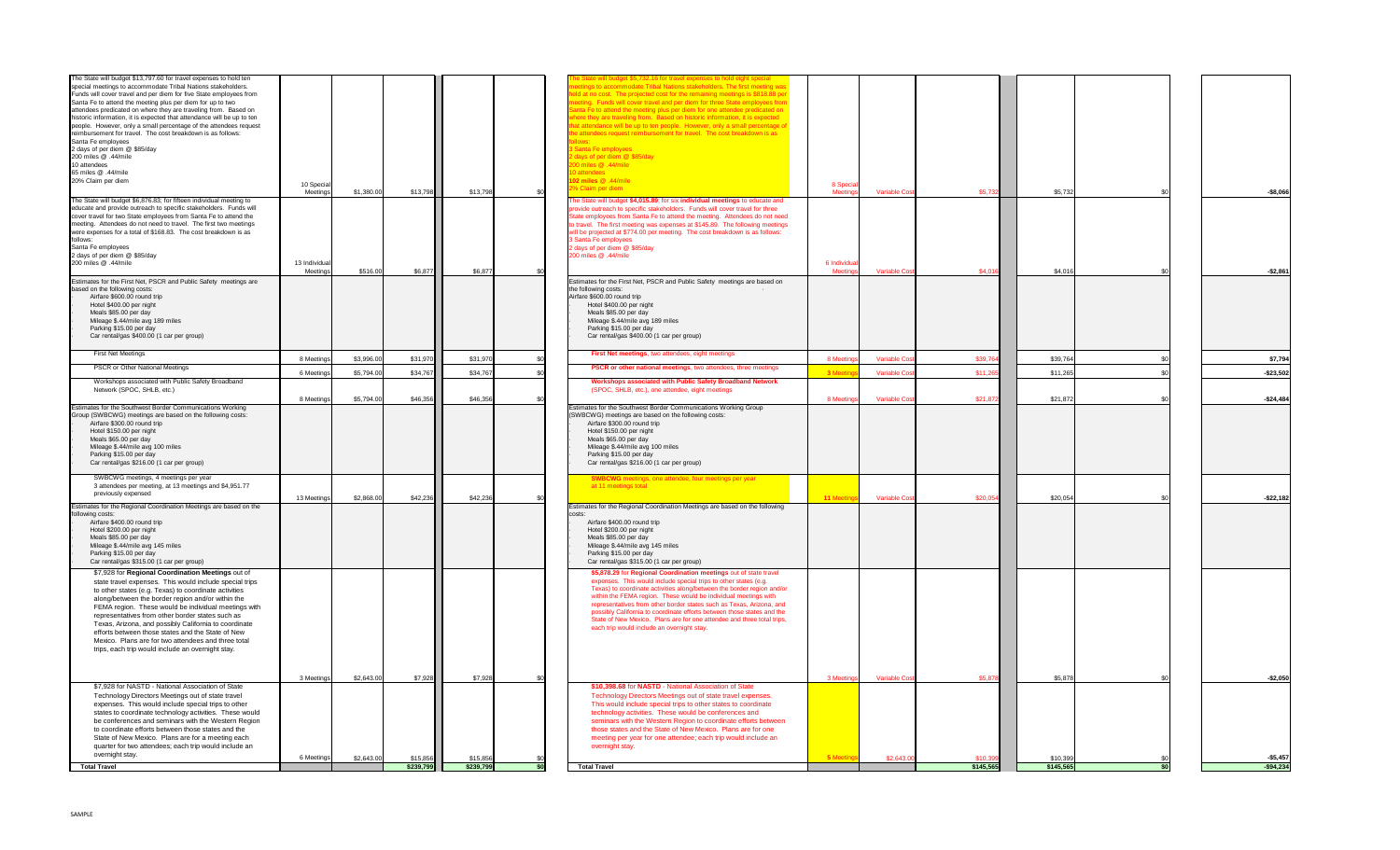| Description | Units | Unit Cost | Total | Total | | Revised Description | Units | Unit Cost | Total | Total | | Difference |
|---|---|---|---|---|---|---|---|---|---|---|---|---|
| The State will budget $13,797.60 for travel expenses to hold ten special meetings to accommodate Tribal Nations stakeholders. Funds will cover travel and per diem for five State employees from Santa Fe to attend the meeting plus per diem for up to two attendees predicated on where they are traveling from. Based on historic information, it is expected that attendance will be up to ten people. However, only a small percentage of the attendees request reimbursement for travel. The cost breakdown is as follows: Santa Fe employees 2 days of per diem @ $85/day 200 miles @ .44/mile 10 attendees 65 miles @ .44/mile 20% Claim per diem | 10 Special Meetings | $1,380.00 | $13,798 | $13,798 | $0 | The State will budget $5,732.16 for travel expenses to hold eight special meetings to accommodate Tribal Nations stakeholders. The first meeting was held at no cost. The projected cost for the remaining meetings is $818.88 per meeting. Funds will cover travel and per diem for three State employees from Santa Fe to attend the meeting plus per diem for one attendee predicated on where they are traveling from. Based on historic information, it is expected that attendance will be up to ten people. However, only a small percentage of the attendees request reimbursement for travel. The cost breakdown is as follows: 3 Santa Fe employees 2 days of per diem @ $85/day 200 miles @ .44/mile 10 attendees 102 miles @ .44/mile 2% Claim per diem | 8 Special Meetings | Variable Cost | $5,732 | $5,732 | $0 | -$8,066 |
| The State will budget $6,876.83; for fifteen individual meeting to educate and provide outreach to specific stakeholders. Funds will cover travel for two State employees from Santa Fe to attend the meeting. Attendees do not need to travel. The first two meetings were expenses at a total of $168.83. The cost breakdown is as follows: Santa Fe employees 2 days of per diem @ $85/day 200 miles @ .44/mile | 13 Individual Meetings | $516.00 | $6,877 | $6,877 | $0 | The State will budget **$4,015.89**; for six **individual meetings** to educate and provide outreach to specific stakeholders. Funds will cover travel for three State employees from Santa Fe to attend the meeting. Attendees do not need to travel. The first meeting was expenses at $145.89. The following meetings will be projected at $774.00 per meeting. The cost breakdown is as follows: 3 Santa Fe employees 2 days of per diem @ $85/day 200 miles @ .44/mile | 6 Individual Meetings | Variable Cost | $4,016 | $4,016 | $0 | -$2,861 |
| Estimates for the First Net, PSCR and Public Safety meetings are based on the following costs: Airfare $600.00 round trip Hotel $400.00 per night Meals $85.00 per day Mileage $.44/mile avg 189 miles Parking $15.00 per day Car rental/gas $400.00 (1 car per group) | | | | | | Estimates for the First Net, PSCR and Public Safety meetings are based on the following costs: Airfare $600.00 round trip Hotel $400.00 per night Meals $85.00 per day Mileage $.44/mile avg 189 miles Parking $15.00 per day Car rental/gas $400.00 (1 car per group) | | | | | | |
| First Net Meetings | 8 Meetings | $3,996.00 | $31,970 | $31,970 | $0 | **First Net meetings**, two attendees, eight meetings | 8 Meetings | Variable Cost | $39,764 | $39,764 | $0 | $7,794 |
| PSCR or Other National Meetings | 6 Meetings | $5,794.00 | $34,767 | $34,767 | $0 | **PSCR or other national meetings**, two attendees, three meetings | 3 Meetings | Variable Cost | $11,265 | $11,265 | $0 | -$23,502 |
| Workshops associated with Public Safety Broadband Network (SPOC, SHLB, etc.) | 8 Meetings | $5,794.00 | $46,356 | $46,356 | $0 | **Workshops associated with Public Safety Broadband Network** (SPOC, SHLB, etc.), one attendee, eight meetings | 8 Meetings | Variable Cost | $21,872 | $21,872 | $0 | -$24,484 |
| Estimates for the Southwest Border Communications Working Group (SWBCWG) meetings are based on the following costs: Airfare $300.00 round trip Hotel $150.00 per night Meals $65.00 per day Mileage $.44/mile avg 100 miles Parking $15.00 per day Car rental/gas $216.00 (1 car per group) | | | | | | Estimates for the Southwest Border Communications Working Group (SWBCWG) meetings are based on the following costs: Airfare $300.00 round trip Hotel $150.00 per night Meals $65.00 per day Mileage $.44/mile avg 100 miles Parking $15.00 per day Car rental/gas $216.00 (1 car per group) | | | | | | |
| SWBCWG meetings, 4 meetings per year 3 attendees per meeting, at 13 meetings and $4,951.77 previously expensed | 13 Meetings | $2,868.00 | $42,236 | $42,236 | $0 | **SWBCWG meetings**, one attendee, four meetings per year at 11 meetings total | 11 Meetings | Variable Cost | $20,054 | $20,054 | $0 | -$22,182 |
| Estimates for the Regional Coordination Meetings are based on the following costs: Airfare $400.00 round trip Hotel $200.00 per night Meals $85.00 per day Mileage $.44/mile avg 145 miles Parking $15.00 per day Car rental/gas $315.00 (1 car per group) | | | | | | Estimates for the Regional Coordination Meetings are based on the following costs: Airfare $400.00 round trip Hotel $200.00 per night Meals $85.00 per day Mileage $.44/mile avg 145 miles Parking $15.00 per day Car rental/gas $315.00 (1 car per group) | | | | | | |
| $7,928 for **Regional Coordination Meetings** out of state travel expenses. This would include special trips to other states (e.g. Texas) to coordinate activities along/between the border region and/or within the FEMA region. These would be individual meetings with representatives from other border states such as Texas, Arizona, and possibly California to coordinate efforts between those states and the State of New Mexico. Plans are for two attendees and three total trips, each trip would include an overnight stay. | 3 Meetings | $2,643.00 | $7,928 | $7,928 | $0 | **$5,878.29** for **Regional Coordination meetings** out of state travel expenses. This would include special trips to other states (e.g. Texas) to coordinate activities along/between the border region and/or within the FEMA region. These would be individual meetings with representatives from other border states such as Texas, Arizona, and possibly California to coordinate efforts between those states and the State of New Mexico. Plans are for one attendee and three total trips, each trip would include an overnight stay. | 3 Meetings | Variable Cost | $5,878 | $5,878 | $0 | -$2,050 |
| $7,928 for NASTD - National Association of State Technology Directors Meetings out of state travel expenses. This would include special trips to other states to coordinate technology activities. These would be conferences and seminars with the Western Region to coordinate efforts between those states and the State of New Mexico. Plans are for a meeting each quarter for two attendees; each trip would include an overnight stay. | 6 Meetings | $2,643.00 | $15,856 | $15,856 | $0 | **$10,398.68** for **NASTD** - National Association of State Technology Directors Meetings out of state travel expenses. This would include special trips to other states to coordinate technology activities. These would be conferences and seminars with the Western Region to coordinate efforts between those states and the State of New Mexico. Plans are for one meeting per year for one attendee; each trip would include an overnight stay. | 5 Meetings | $2,643.00 | $10,399 | $10,399 | $0 | -$5,457 |
| **Total Travel** | | | **$239,799** | **$239,799** | **$0** | **Total Travel** | | | **$145,565** | **$145,565** | **$0** | **-$94,234** |

SAMPLE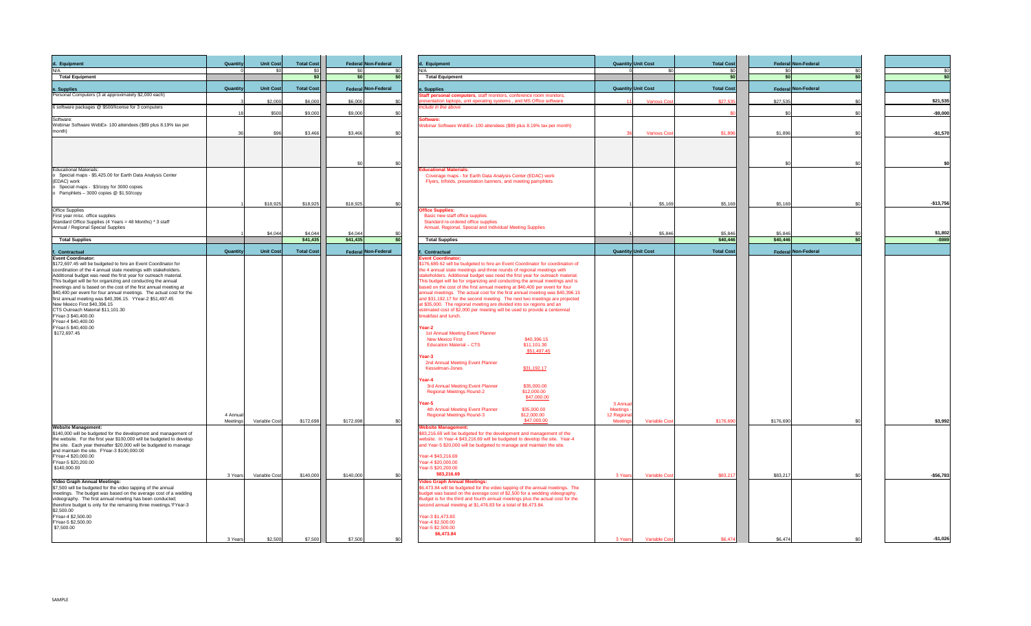| d. Equipment | Quantity | Unit Cost | Total Cost | Federal | Non-Federal |
|---|---|---|---|---|---|
| N/A | 0 | $0 | $0 | $0 | $0 |
| **Total Equipment** | | | **$0** | **$0** | **$0** |
| **e. Supplies** | **Quantity** | **Unit Cost** | **Total Cost** | **Federal** | **Non-Federal** |
| Personal Computers (3 at approximately $2,000 each) | 3 | $2,000 | $6,000 | $6,000 | $0 |
| 6 software packages @ $500/license for 3 computers | 18 | $500 | $9,000 | $9,000 | $0 |
| Software: Webinar Software WebEx- 100 attendees ($89 plus 8.19% tax per month) | 36 | $96 | $3,466 | $3,466 | $0 |
| | | | | $0 | $0 |
| Educational Materials: o Special maps - $5,425.00 for Earth Data Analysis Center (EDAC) work o Special maps - $3/copy for 3000 copies o Pamphlets – 3000 copies @ $1.50/copy | 1 | $18,925 | $18,925 | $18,925 | $0 |
| Office Supplies First year misc. office supplies Standard Office Supplies (4 Years = 48 Months) * 3 staff Annual / Regional Special Supplies | 1 | $4,044 | $4,044 | $4,044 | $0 |
| **Total Supplies** | | | **$41,435** | **$41,435** | **$0** |
| **f. Contractual** | **Quantity** | **Unit Cost** | **Total Cost** | **Federal** | **Non-Federal** |
| **Event Coordinator:** $172,697.45 will be budgeted to hire an Event Coordinator for coordination of the 4 annual state meetings with stakeholders. Additional budget was need the first year for outreach material. This budget will be for organizing and conducting the annual meetings and is based on the cost of the first annual meeting at $40,400 per event for four annual meetings. The actual cost for the first annual meeting was $40,396.15. YYear-2 $51,497.45 New Mexico First $40,396.15 CTS Outreach Material $11,101.30 FYear-3 $40,400.00 FYear-4 $40,400.00 FYear-5 $40,400.00 $172,697.45 | 4 Annual Meetings | Variable Cost | $172,698 | $172,698 | $0 |
| **Website Management:** $140,000 will be budgeted for the development and management of the website. For the first year $100,000 will be budgeted to develop the site. Each year thereafter $20,000 will be budgeted to manage and maintain the site. FYear-3 $100,000.00 FYear-4 $20,000.00 FYear-5 $20,200.00 $140,000.00 | 3 Years | Variable Cost | $140,000 | $140,000 | $0 |
| **Video Graph Annual Meetings:** $7,500 will be budgeted for the video tapping of the annual meetings. The budget was based on the average cost of a wedding videography. The first annual meeting has been conducted; therefore budget is only for the remaining three meetings.'FYear-3 $2,500.00 FYear-4 $2,500.00 FYear-5 $2,500.00 $7,500.00 | 3 Years | $2,500 | $7,500 | $7,500 | $0 |

| d. Equipment | Quantity | Unit Cost | Total Cost | Federal | Non-Federal | Difference |
|---|---|---|---|---|---|---|
| N/A | 0 | $0 | $0 | $0 | $0 | $0 |
| **Total Equipment** | | | **$0** | **$0** | **$0** | **$0** |
| **e. Supplies** | **Quantity** | **Unit Cost** | **Total Cost** | **Federal** | **Non-Federal** | |
| **Staff personal computers**, staff monitors, conference room monitors, presentation laptops, unit operating systems., and MS Office software | 11 | Various Cost | $27,535 | $27,535 | $0 | $21,535 |
| *include in the above* | | | $0 | $0 | $0 | -$9,000 |
| **Software:** Webinar Software WebEx- 100 attendees ($89 plus 8.19% tax per month) | 36 | Various Cost | $1,896 | $1,896 | $0 | -$1,570 |
| | | | | $0 | $0 | $0 |
| **Educational Materials:** Coverage maps - for Earth Data Analysis Center (EDAC) work Flyers, trifolds, presentation banners, and meeting pamphlets | 1 | $5,169 | $5,169 | $5,169 | $0 | -$13,756 |
| **Office Supplies:** Basic new staff office supplies Standard re-ordered office supplies Annual, Regional, Special and Individual Meeting Supplies | 1 | $5,846 | $5,846 | $5,846 | $0 | $1,802 |
| **Total Supplies** | | | **$40,446** | **$40,446** | **$0** | **-$989** |
| **f. Contractual** | **Quantity** | **Unit Cost** | **Total Cost** | **Federal** | **Non-Federal** | |
| **Event Coordinator:** $176,689.62 will be budgeted to hire an Event Coordinator for coordination of the 4 annual state meetings and three rounds of regional meetings with stakeholders. Additional budget was need the first year for outreach material. This budget will be for organizing and conducting the annual meetings and is based on the cost of the first annual meeting at $40,400 per event for four annual meetings. The actual cost for the first annual meeting was $40,396.15 and $31,192.17 for the second meeting. The next two meetings are projected at $35,000. The regional meeting are divided into six regions and an estimated cost of $2,000 per meeting will be used to provide a centennial breakfast and lunch. **Year-2** 1st Annual Meeting Event Planner: New Mexico First $40,396.15; Education Material – CTS $11,101.30; $51,497.45 **Year-3** 2nd Annual Meeting Event Planner: Kesselman-Jones $31,192.17 **Year-4** 3rd Annual Meeting Event Planner $35,000.00; Regional Meetings Round-2 $12,000.00; $47,000.00 **Year-5** 4th Annual Meeting Event Planner $35,000.00; Regional Meetings Round-3 $12,000.00; $47,000.00 | 3 Annual Meetings - 12 Regional Meetings | Variable Cost | $176,690 | $176,690 | $0 | $3,992 |
| **Website Management:** $83,216.69 will be budgeted for the development and management of the website. In Year-4 $43,216.69 will be budgeted to develop the site. Year-4 and Year-5 $20,000 will be budgeted to manage and maintain the site. Year-4 $43,216.69 Year-4 $20,000.00 Year-5 $20,200.00 $83,216.69 | 3 Years | Variable Cost | $83,217 | $83,217 | $0 | -$56,783 |
| **Video Graph Annual Meetings:** $6,473.84 will be budgeted for the video tapping of the annual meetings. The budget was based on the average cost of $2,500 for a wedding videography. Budget is for the third and fourth annual meetings plus the actual cost for the second annual meeting at $1,476.83 for a total of $6,473.84. Year-3 $1,473.83 Year-4 $2,500.00 Year-5 $2,500.00 $6,473.84 | 3 Years | Variable Cost | $6,474 | $6,474 | $0 | -$1,026 |

SAMPLE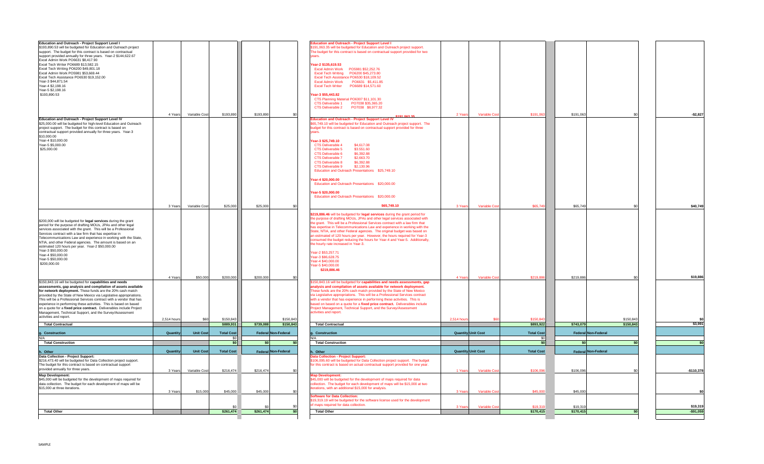| Description (Original) | Quantity | Unit Cost | Total Cost | Federal | Non-Federal | Description (Revised) | Quantity | Unit Cost | Total Cost | Federal | Non-Federal | Variance |
|---|---|---|---|---|---|---|---|---|---|---|---|---|
| **Education and Outreach - Project Support Level I** $193,890.53 will be budgeted for Education and Outreach project support. The budget for this contract is based on contractual support provided annually for three years. Year-2 $144,622.67 Excel Admin Work PO6631 $8,417.90 Excel Tech Writer PO6689 $13,582.15 Excel Tech Writing PO6200 $49,801.18 Excel Admin Work PO5981 $53,669.44 Excel Tech Assistance PO6530 $19,152.00 Year-3 $44,871.54 Year-4 $2,198.16 Year-5 $2,198.16 $193,890.53 | 4 Years | Variable Cost | $193,890 | $193,890 | $0 | **Education and Outreach - Project Support Level I** $191,063.35 will be budgeted for Education and Outreach project support. The budget for this contract is based on contractual support provided for two years. **Year-2 $135,619.53** Excel Admin Work PO5981 $52,252.76 Excel Tech Writing PO6200 $45,273.80 Excel Tech Assistance PO6530 $18,109.52 Excel Admin Work PO6631 $5,411.85 Excel Tech Writer PO6689 $14,571.60 **Year-3 $55,443.82** CTS Planning Material PO6307 $11,101.30 CTS Deliverable 1 PO7038 $35,365.20 CTS Deliverable 2 PO7038 $8,977.32 **$191,063.35** | 2 Years | Variable Cost | $191,063 | $191,063 | $0 | -$2,827 |
| **Education and Outreach - Project Support Level IV** $25,000.00 will be budgeted for high-level Education and Outreach project support. The budget for this contract is based on contractual support provided annually for three years. Year-3 $10,000.00 Year-4 $10,000.00 Year-5 $5,000.00 $25,000.00 | 3 Years | Variable Cost | $25,000 | $25,000 | $0 | **Education and Outreach - Project Support Level IV** $65,749.10 will be budgeted for Education and Outreach project support. The budget for this contract is based on contractual support provided for three years. **Year-3 $25,749.10** CTS Deliverable 4 $4,617.06 CTS Deliverable 5 $3,551.60 CTS Deliverable 6 $6,392.88 CTS Deliverable 7 $2,663.70 CTS Deliverable 8 $6,392.88 CTS Deliverable 9 $2,130.96 Education and Outreach Presentations $25,749.10 **Year-4 $20,000.00** Education and Outreach Presentations $20,000.00 **Year-5 $20,000.00** Education and Outreach Presentations $20,000.00 **$65,749.10** | 3 Years | Variable Cost | $65,749 | $65,749 | $0 | $40,749 |
| $200,000 will be budgeted for **legal services** during the grant period for the purpose of drafting MOUs, JPAs and other legal services associated with the grant. This will be a Professional Services contract with a law firm that has expertise in Telecommunications Law and experience in working with the State, NTIA, and other Federal agencies. The amount is based on an estimated 120 hours per year. Year-2 $50,000.00 Year-3 $50,000.00 Year-4 $50,000.00 Year-5 $50,000.00 $200,000.00 | 4 Years | $50,000 | $200,000 | $200,000 | $0 | **$219,886.46** will be budgeted for **legal services** during the grant period for the purpose of drafting MOUs, JPAs and other legal services associated with the grant. This will be a Professional Services contract with a law firm that has expertise in Telecommunications Law and experience in working with the State, NTIA, and other Federal agencies. The original budget was based on an estimated of 120 hours per year. However, the hours required for Year-3 consumed the budget reducing the hours for Year-4 and Year-5. Additionally, the hourly rate increased in Year-3. Year-2 $53,257.71 Year-3 $86,628.75 Year-4 $40,000.00 Year-5 $40,000.00 **$219,886.46** | 4 Years | Variable Cost | $219,886 | $219,886 | $0 | $19,886 |
| $150,843.16 will be budgeted for **capabilities and needs assessments, gap analysis and compilation of assets available for network deployment.** These funds are the 20% cash match provided by the State of New Mexico via Legislative appropriations. This will be a Professional Services contract with a vendor that has experience in performing these activities. This is based on based on a quote for a **fixed price contract.** Deliverables include Project Management, Technical Support, and the Survey/Assessment activities and report. | 2,514 hours | $60 | $150,843 | | $150,843 | $150,843.16 will be budgeted for **capabilities and needs assessments, gap analysis and compilation of assets available for network deployment.** These funds are the 20% cash match provided by the State of New Mexico via Legislative appropriations. This will be a Professional Services contract with a vendor that has experience in performing these activities. This is based on based on a quote for a **fixed price contract.** Deliverables include Project Management, Technical Support, and the Survey/Assessment activities and report. | 2,514 hours | $60 | $150,843 | | $150,843 | $0 |
| **Total Contractual** | | | $889,931 | $739,088 | $150,843 | **Total Contractual** | | | $893,922 | $743,079 | $150,843 | $3,991 |
| **g. Construction** | **Quantity** | **Unit Cost** | **Total Cost** | **Federal** | **Non-Federal** | **g. Construction** | **Quantity** | **Unit Cost** | **Total Cost** | **Federal** | **Non-Federal** | |
| N/A | | | $0 | | | N/A | | | $0 | | | |
| **Total Construction** | | | $0 | $0 | $0 | **Total Construction** | | | $0 | $0 | $0 | $0 |
| **h. Other** | **Quantity** | **Unit Cost** | **Total Cost** | **Federal** | **Non-Federal** | **h. Other** | **Quantity** | **Unit Cost** | **Total Cost** | **Federal** | **Non-Federal** | |
| **Data Collection - Project Support:** $216,473.40 will be budgeted for Data Collection project support. The budget for this contract is based on contractual support provided annually for three years. | 3 Years | Variable Cost | $216,474 | $216,474 | $0 | **Data Collection - Project Support:** $106,095.60 will be budgeted for Data Collection project support. The budget for this contract is based on actual contractual support provided for one year. | 1 Years | Variable Cost | $106,096 | $106,096 | $0 | -$110,378 |
| **Map Development:** $45,000 will be budgeted for the development of maps required for data collection. The budget for each development of maps will be $15,000 at three iterations. | 3 Years | $15,000 | $45,000 | $45,000 | $0 | **Map Development:** $45,000 will be budgeted for the development of maps required for data collection. The budget for each development of maps will be $15,000 at two iterations, with an additional $15,000 for analysis. | 3 Years | Variable Cost | $45,000 | $45,000 | | $0 |
| | | | $0 | $0 | $0 | **Software for Data Collection:** $19,319.19 will be budgeted for the software license used for the development of maps required for data collection. | 3 Years | Variable Cost | $19,319 | $19,319 | | $19,319 |
| **Total Other** | | | $261,474 | $261,474 | $0 | **Total Other** | | | $170,415 | $170,415 | $0 | -$91,059 |

SAMPLE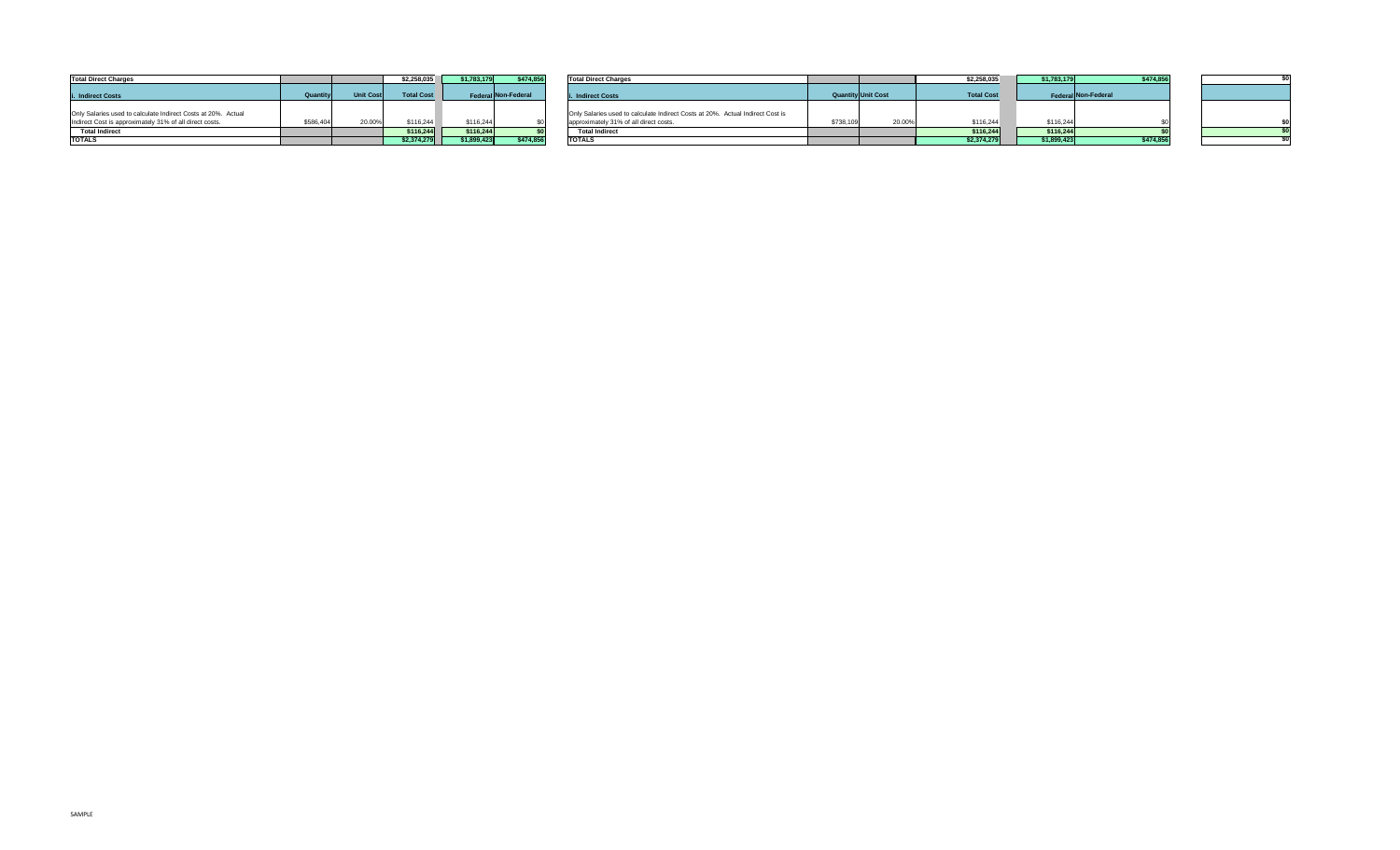| Total Direct Charges | | | $2,258,035 | $1,783,179 | $474,856 |
|---|---|---|---|---|---|
| **I. Indirect Costs** | **Quantity** | **Unit Cost** | **Total Cost** | **Federal** | **Non-Federal** |
| Only Salaries used to calculate Indirect Costs at 20%. Actual Indirect Cost is approximately 31% of all direct costs. | $586,404 | 20.00% | $116,244 | $116,244 | $0 |
| **Total Indirect** | | | $116,244 | $116,244 | $0 |
| **TOTALS** | | | $2,374,279 | $1,899,423 | $474,856 |

| Total Direct Charges | | | $2,258,035 | $1,783,179 | $474,856 | $0 |
|---|---|---|---|---|---|---|
| **I. Indirect Costs** | **Quantity** | **Unit Cost** | **Total Cost** | **Federal** | **Non-Federal** | |
| Only Salaries used to calculate Indirect Costs at 20%. Actual Indirect Cost is approximately 31% of all direct costs. | $738,109 | 20.00% | $116,244 | $116,244 | $0 | $0 |
| **Total Indirect** | | | $116,244 | $116,244 | $0 | $0 |
| **TOTALS** | | | $2,374,279 | $1,899,423 | $474,856 | $0 |

SAMPLE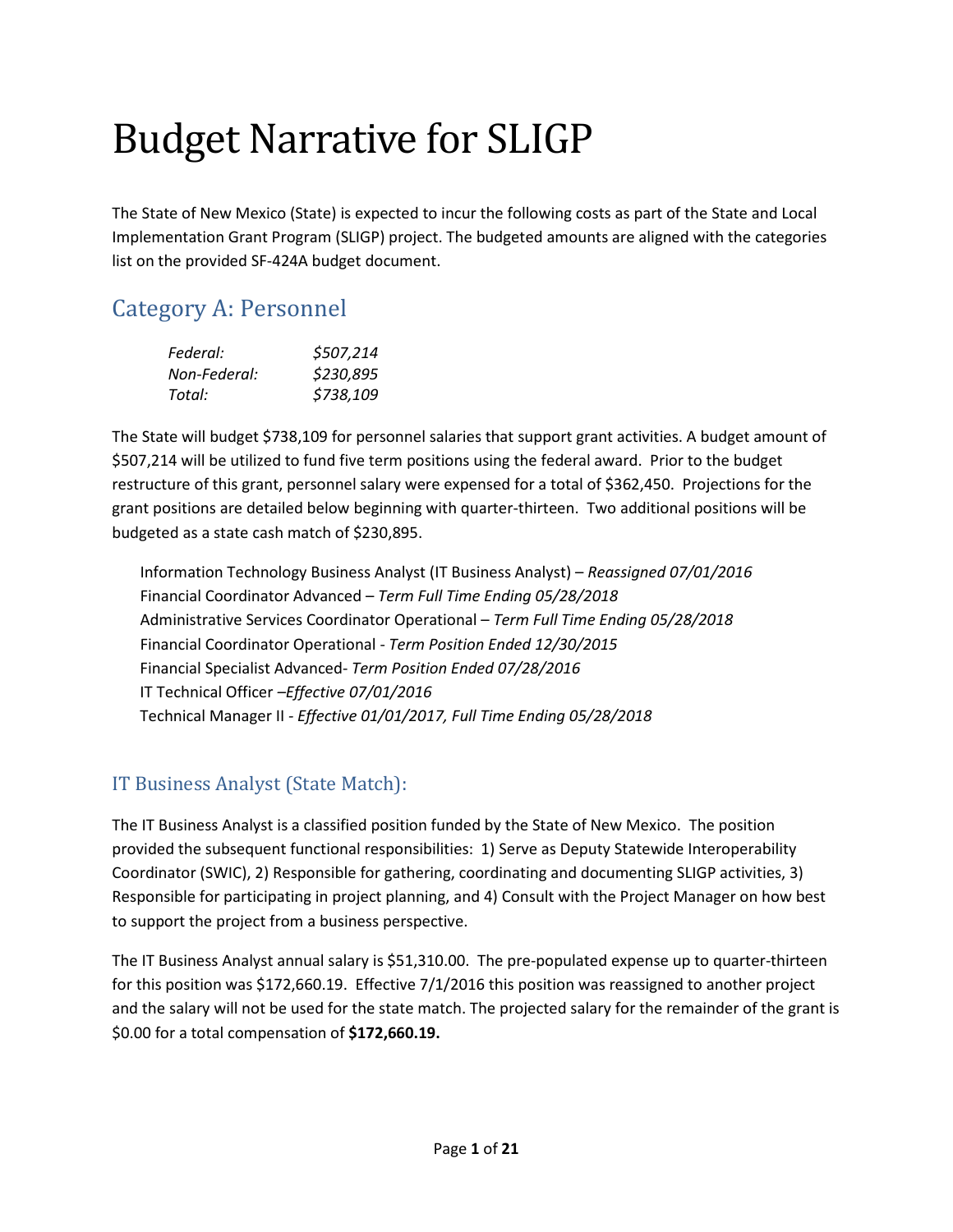# Budget Narrative for SLIGP

The State of New Mexico (State) is expected to incur the following costs as part of the State and Local Implementation Grant Program (SLIGP) project. The budgeted amounts are aligned with the categories list on the provided SF-424A budget document.

## Category A: Personnel

| | |
|---|---|
| *Federal:* | *$507,214* |
| *Non-Federal:* | *$230,895* |
| *Total:* | *$738,109* |

The State will budget $738,109 for personnel salaries that support grant activities. A budget amount of $507,214 will be utilized to fund five term positions using the federal award. Prior to the budget restructure of this grant, personnel salary were expensed for a total of $362,450. Projections for the grant positions are detailed below beginning with quarter-thirteen. Two additional positions will be budgeted as a state cash match of $230,895.

Information Technology Business Analyst (IT Business Analyst) – *Reassigned 07/01/2016*
Financial Coordinator Advanced – *Term Full Time Ending 05/28/2018*
Administrative Services Coordinator Operational – *Term Full Time Ending 05/28/2018*
Financial Coordinator Operational - *Term Position Ended 12/30/2015*
Financial Specialist Advanced- *Term Position Ended 07/28/2016*
IT Technical Officer –*Effective 07/01/2016*
Technical Manager II - *Effective 01/01/2017, Full Time Ending 05/28/2018*

### IT Business Analyst (State Match):

The IT Business Analyst is a classified position funded by the State of New Mexico. The position provided the subsequent functional responsibilities: 1) Serve as Deputy Statewide Interoperability Coordinator (SWIC), 2) Responsible for gathering, coordinating and documenting SLIGP activities, 3) Responsible for participating in project planning, and 4) Consult with the Project Manager on how best to support the project from a business perspective.

The IT Business Analyst annual salary is $51,310.00. The pre-populated expense up to quarter-thirteen for this position was $172,660.19. Effective 7/1/2016 this position was reassigned to another project and the salary will not be used for the state match. The projected salary for the remainder of the grant is $0.00 for a total compensation of **$172,660.19.**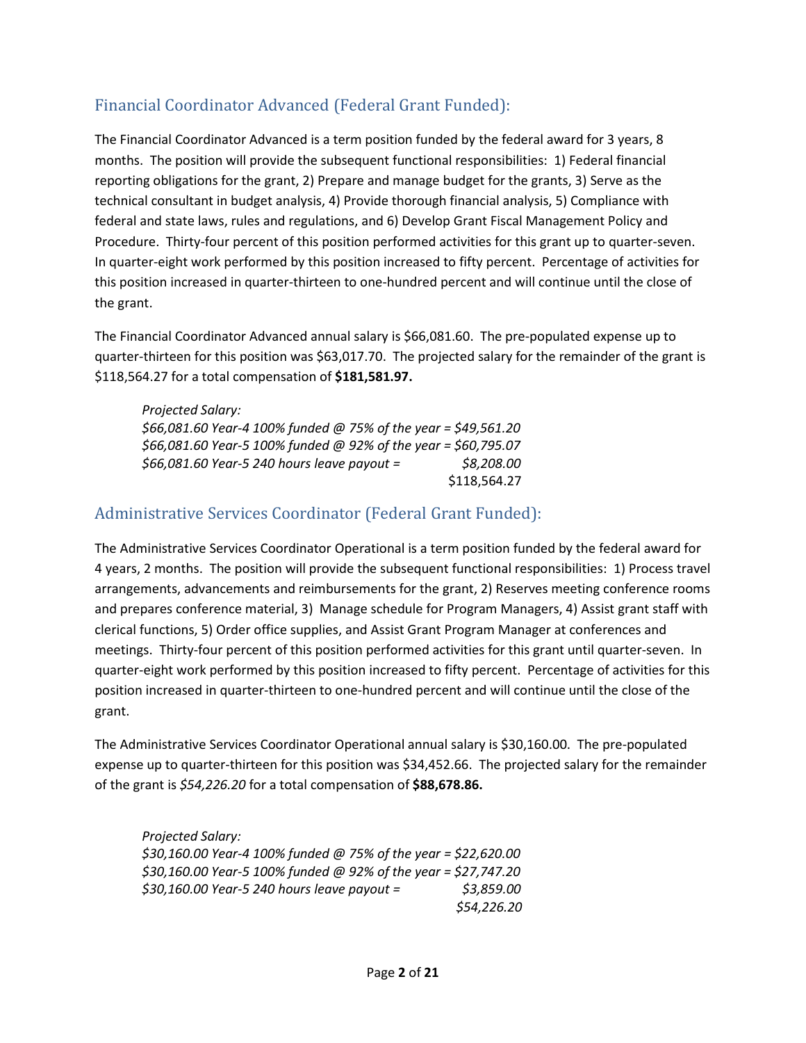## Financial Coordinator Advanced (Federal Grant Funded):

The Financial Coordinator Advanced is a term position funded by the federal award for 3 years, 8 months. The position will provide the subsequent functional responsibilities: 1) Federal financial reporting obligations for the grant, 2) Prepare and manage budget for the grants, 3) Serve as the technical consultant in budget analysis, 4) Provide thorough financial analysis, 5) Compliance with federal and state laws, rules and regulations, and 6) Develop Grant Fiscal Management Policy and Procedure. Thirty-four percent of this position performed activities for this grant up to quarter-seven. In quarter-eight work performed by this position increased to fifty percent. Percentage of activities for this position increased in quarter-thirteen to one-hundred percent and will continue until the close of the grant.

The Financial Coordinator Advanced annual salary is $66,081.60. The pre-populated expense up to quarter-thirteen for this position was $63,017.70. The projected salary for the remainder of the grant is $118,564.27 for a total compensation of **$181,581.97.**

*Projected Salary:*
*$66,081.60 Year-4 100% funded @ 75% of the year = $49,561.20*
*$66,081.60 Year-5 100% funded @ 92% of the year = $60,795.07*
*$66,081.60 Year-5 240 hours leave payout = $8,208.00*
$118,564.27

## Administrative Services Coordinator (Federal Grant Funded):

The Administrative Services Coordinator Operational is a term position funded by the federal award for 4 years, 2 months. The position will provide the subsequent functional responsibilities: 1) Process travel arrangements, advancements and reimbursements for the grant, 2) Reserves meeting conference rooms and prepares conference material, 3) Manage schedule for Program Managers, 4) Assist grant staff with clerical functions, 5) Order office supplies, and Assist Grant Program Manager at conferences and meetings. Thirty-four percent of this position performed activities for this grant until quarter-seven. In quarter-eight work performed by this position increased to fifty percent. Percentage of activities for this position increased in quarter-thirteen to one-hundred percent and will continue until the close of the grant.

The Administrative Services Coordinator Operational annual salary is $30,160.00. The pre-populated expense up to quarter-thirteen for this position was $34,452.66. The projected salary for the remainder of the grant is *$54,226.20* for a total compensation of **$88,678.86.**

*Projected Salary:*
*$30,160.00 Year-4 100% funded @ 75% of the year = $22,620.00*
*$30,160.00 Year-5 100% funded @ 92% of the year = $27,747.20*
*$30,160.00 Year-5 240 hours leave payout = $3,859.00*
*$54,226.20*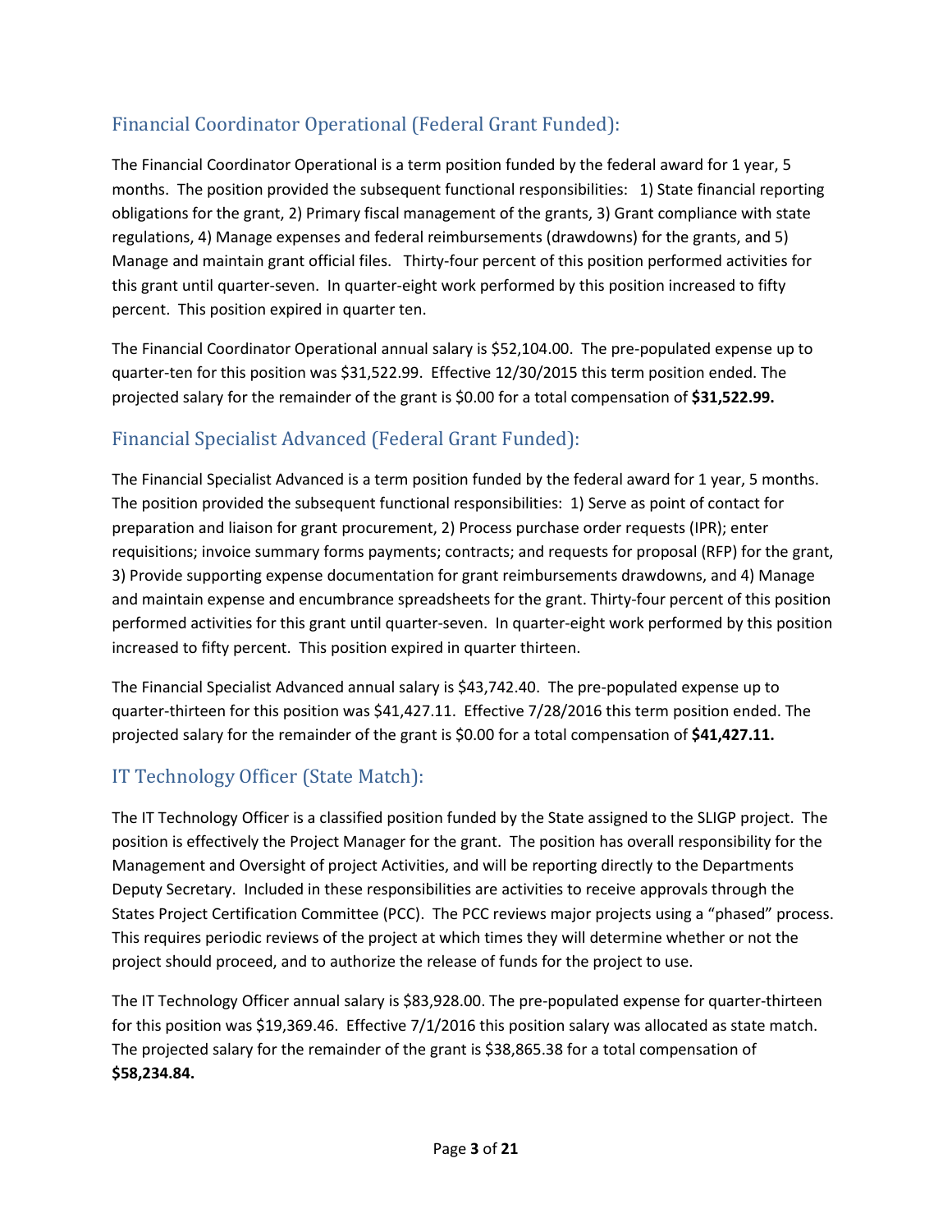## Financial Coordinator Operational (Federal Grant Funded):

The Financial Coordinator Operational is a term position funded by the federal award for 1 year, 5 months. The position provided the subsequent functional responsibilities: 1) State financial reporting obligations for the grant, 2) Primary fiscal management of the grants, 3) Grant compliance with state regulations, 4) Manage expenses and federal reimbursements (drawdowns) for the grants, and 5) Manage and maintain grant official files. Thirty-four percent of this position performed activities for this grant until quarter-seven. In quarter-eight work performed by this position increased to fifty percent. This position expired in quarter ten.

The Financial Coordinator Operational annual salary is $52,104.00. The pre-populated expense up to quarter-ten for this position was $31,522.99. Effective 12/30/2015 this term position ended. The projected salary for the remainder of the grant is $0.00 for a total compensation of **$31,522.99.**

## Financial Specialist Advanced (Federal Grant Funded):

The Financial Specialist Advanced is a term position funded by the federal award for 1 year, 5 months. The position provided the subsequent functional responsibilities: 1) Serve as point of contact for preparation and liaison for grant procurement, 2) Process purchase order requests (IPR); enter requisitions; invoice summary forms payments; contracts; and requests for proposal (RFP) for the grant, 3) Provide supporting expense documentation for grant reimbursements drawdowns, and 4) Manage and maintain expense and encumbrance spreadsheets for the grant. Thirty-four percent of this position performed activities for this grant until quarter-seven. In quarter-eight work performed by this position increased to fifty percent. This position expired in quarter thirteen.

The Financial Specialist Advanced annual salary is $43,742.40. The pre-populated expense up to quarter-thirteen for this position was $41,427.11. Effective 7/28/2016 this term position ended. The projected salary for the remainder of the grant is $0.00 for a total compensation of **$41,427.11.**

## IT Technology Officer (State Match):

The IT Technology Officer is a classified position funded by the State assigned to the SLIGP project. The position is effectively the Project Manager for the grant. The position has overall responsibility for the Management and Oversight of project Activities, and will be reporting directly to the Departments Deputy Secretary. Included in these responsibilities are activities to receive approvals through the States Project Certification Committee (PCC). The PCC reviews major projects using a "phased" process. This requires periodic reviews of the project at which times they will determine whether or not the project should proceed, and to authorize the release of funds for the project to use.

The IT Technology Officer annual salary is $83,928.00. The pre-populated expense for quarter-thirteen for this position was $19,369.46. Effective 7/1/2016 this position salary was allocated as state match. The projected salary for the remainder of the grant is $38,865.38 for a total compensation of **$58,234.84.**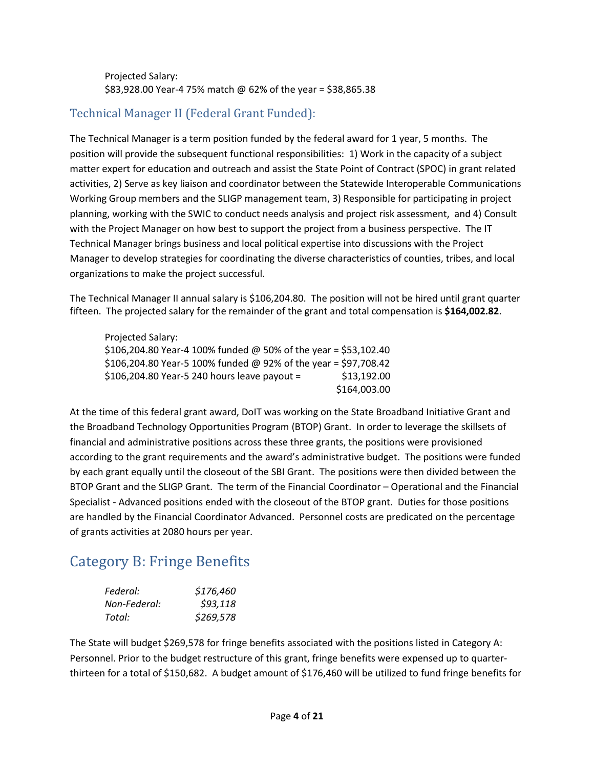Projected Salary:
$83,928.00 Year-4 75% match @ 62% of the year = $38,865.38

## Technical Manager II (Federal Grant Funded):

The Technical Manager is a term position funded by the federal award for 1 year, 5 months. The position will provide the subsequent functional responsibilities: 1) Work in the capacity of a subject matter expert for education and outreach and assist the State Point of Contract (SPOC) in grant related activities, 2) Serve as key liaison and coordinator between the Statewide Interoperable Communications Working Group members and the SLIGP management team, 3) Responsible for participating in project planning, working with the SWIC to conduct needs analysis and project risk assessment, and 4) Consult with the Project Manager on how best to support the project from a business perspective. The IT Technical Manager brings business and local political expertise into discussions with the Project Manager to develop strategies for coordinating the diverse characteristics of counties, tribes, and local organizations to make the project successful.

The Technical Manager II annual salary is $106,204.80. The position will not be hired until grant quarter fifteen. The projected salary for the remainder of the grant and total compensation is **$164,002.82**.

Projected Salary:
$106,204.80 Year-4 100% funded @ 50% of the year = $53,102.40
$106,204.80 Year-5 100% funded @ 92% of the year = $97,708.42
$106,204.80 Year-5 240 hours leave payout = $13,192.00
$164,003.00

At the time of this federal grant award, DoIT was working on the State Broadband Initiative Grant and the Broadband Technology Opportunities Program (BTOP) Grant. In order to leverage the skillsets of financial and administrative positions across these three grants, the positions were provisioned according to the grant requirements and the award's administrative budget. The positions were funded by each grant equally until the closeout of the SBI Grant. The positions were then divided between the BTOP Grant and the SLIGP Grant. The term of the Financial Coordinator – Operational and the Financial Specialist - Advanced positions ended with the closeout of the BTOP grant. Duties for those positions are handled by the Financial Coordinator Advanced. Personnel costs are predicated on the percentage of grants activities at 2080 hours per year.

# Category B: Fringe Benefits

*Federal:* *$176,460*
*Non-Federal:* *$93,118*
*Total:* *$269,578*

The State will budget $269,578 for fringe benefits associated with the positions listed in Category A: Personnel. Prior to the budget restructure of this grant, fringe benefits were expensed up to quarter-thirteen for a total of $150,682. A budget amount of $176,460 will be utilized to fund fringe benefits for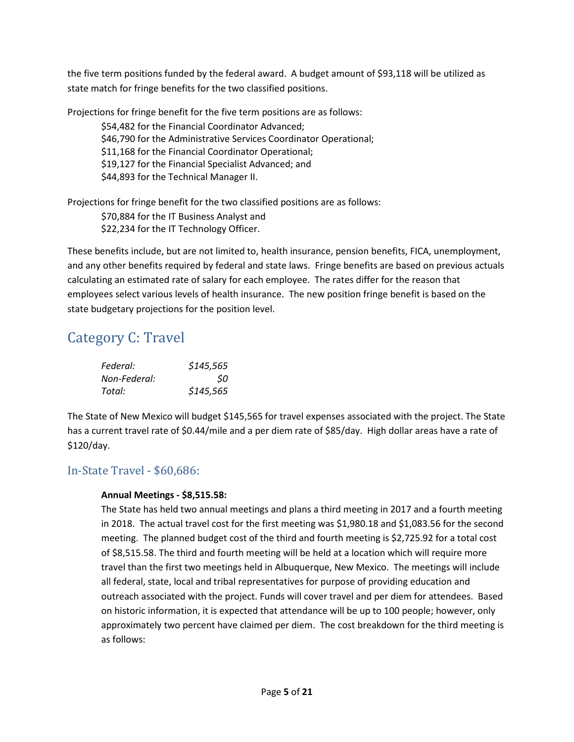the five term positions funded by the federal award. A budget amount of $93,118 will be utilized as state match for fringe benefits for the two classified positions.

Projections for fringe benefit for the five term positions are as follows:

> $54,482 for the Financial Coordinator Advanced;
> $46,790 for the Administrative Services Coordinator Operational;
> $11,168 for the Financial Coordinator Operational;
> $19,127 for the Financial Specialist Advanced; and
> $44,893 for the Technical Manager II.

Projections for fringe benefit for the two classified positions are as follows:

> $70,884 for the IT Business Analyst and
> $22,234 for the IT Technology Officer.

These benefits include, but are not limited to, health insurance, pension benefits, FICA, unemployment, and any other benefits required by federal and state laws. Fringe benefits are based on previous actuals calculating an estimated rate of salary for each employee. The rates differ for the reason that employees select various levels of health insurance. The new position fringe benefit is based on the state budgetary projections for the position level.

## Category C: Travel

| | |
|---|---:|
| *Federal:* | *$145,565* |
| *Non-Federal:* | *$0* |
| *Total:* | *$145,565* |

The State of New Mexico will budget $145,565 for travel expenses associated with the project. The State has a current travel rate of $0.44/mile and a per diem rate of $85/day. High dollar areas have a rate of $120/day.

### In-State Travel - $60,686:

**Annual Meetings - $8,515.58:**

The State has held two annual meetings and plans a third meeting in 2017 and a fourth meeting in 2018. The actual travel cost for the first meeting was $1,980.18 and $1,083.56 for the second meeting. The planned budget cost of the third and fourth meeting is $2,725.92 for a total cost of $8,515.58. The third and fourth meeting will be held at a location which will require more travel than the first two meetings held in Albuquerque, New Mexico. The meetings will include all federal, state, local and tribal representatives for purpose of providing education and outreach associated with the project. Funds will cover travel and per diem for attendees. Based on historic information, it is expected that attendance will be up to 100 people; however, only approximately two percent have claimed per diem. The cost breakdown for the third meeting is as follows: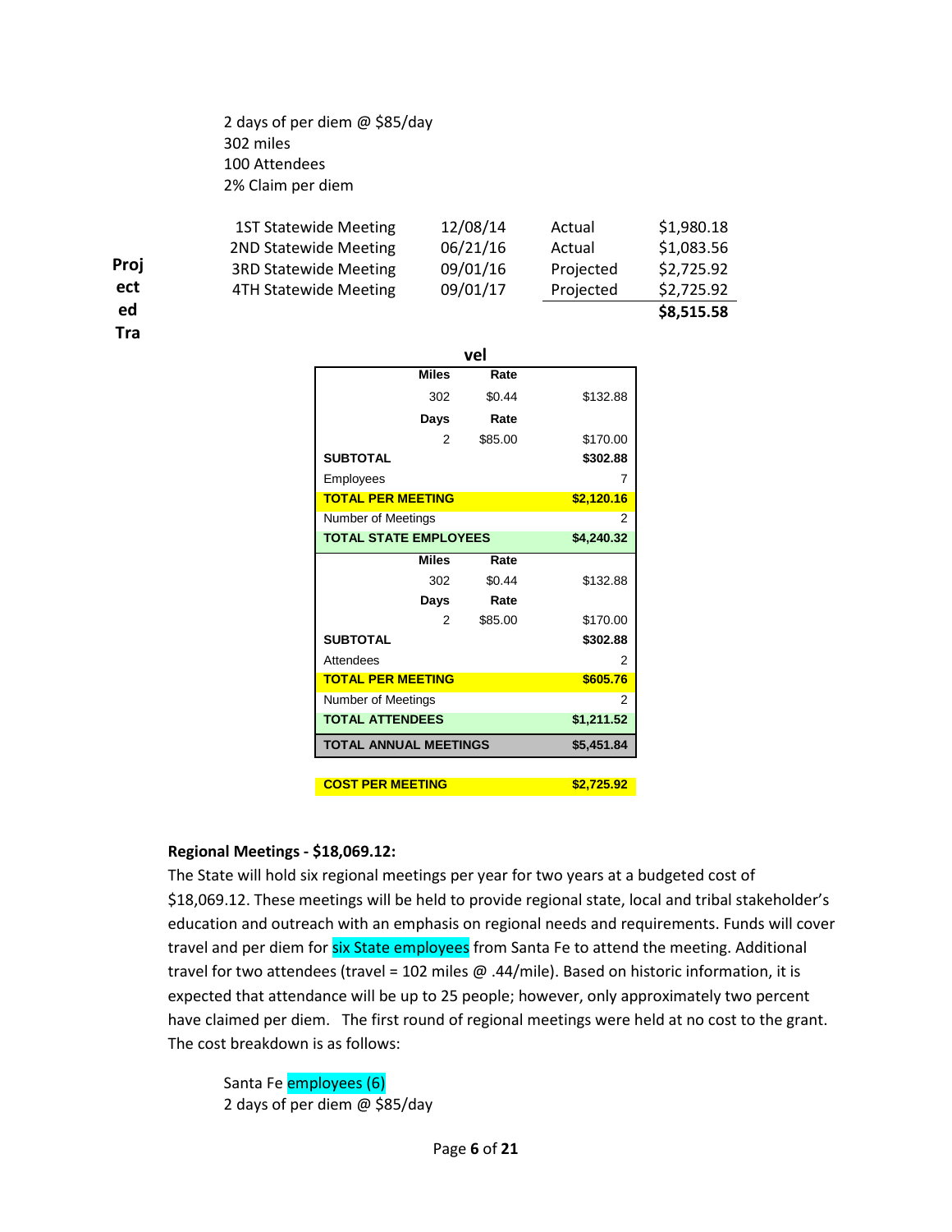2 days of per diem @ $85/day
302 miles
100 Attendees
2% Claim per diem

| | | | |
|---|---|---|---|
| 1ST Statewide Meeting | 12/08/14 | Actual | $1,980.18 |
| 2ND Statewide Meeting | 06/21/16 | Actual | $1,083.56 |
| 3RD Statewide Meeting | 09/01/16 | Projected | $2,725.92 |
| 4TH Statewide Meeting | 09/01/17 | Projected | $2,725.92 |
| | | | **$8,515.58** |

**Projected Travel**

| | Miles | Rate | |
|---|---|---|---|
| | 302 | $0.44 | $132.88 |
| | **Days** | **Rate** | |
| | 2 | $85.00 | $170.00 |
| **SUBTOTAL** | | | **$302.88** |
| Employees | | | 7 |
| **TOTAL PER MEETING** | | | **$2,120.16** |
| Number of Meetings | | | 2 |
| **TOTAL STATE EMPLOYEES** | | | **$4,240.32** |
| | **Miles** | **Rate** | |
| | 302 | $0.44 | $132.88 |
| | **Days** | **Rate** | |
| | 2 | $85.00 | $170.00 |
| **SUBTOTAL** | | | **$302.88** |
| Attendees | | | 2 |
| **TOTAL PER MEETING** | | | **$605.76** |
| Number of Meetings | | | 2 |
| **TOTAL ATTENDEES** | | | **$1,211.52** |
| **TOTAL ANNUAL MEETINGS** | | | **$5,451.84** |
| | | | |
| **COST PER MEETING** | | | **$2,725.92** |

**Regional Meetings - $18,069.12:**

The State will hold six regional meetings per year for two years at a budgeted cost of $18,069.12. These meetings will be held to provide regional state, local and tribal stakeholder's education and outreach with an emphasis on regional needs and requirements. Funds will cover travel and per diem for six State employees from Santa Fe to attend the meeting. Additional travel for two attendees (travel = 102 miles @ .44/mile). Based on historic information, it is expected that attendance will be up to 25 people; however, only approximately two percent have claimed per diem. The first round of regional meetings were held at no cost to the grant. The cost breakdown is as follows:

Santa Fe employees (6)
2 days of per diem @ $85/day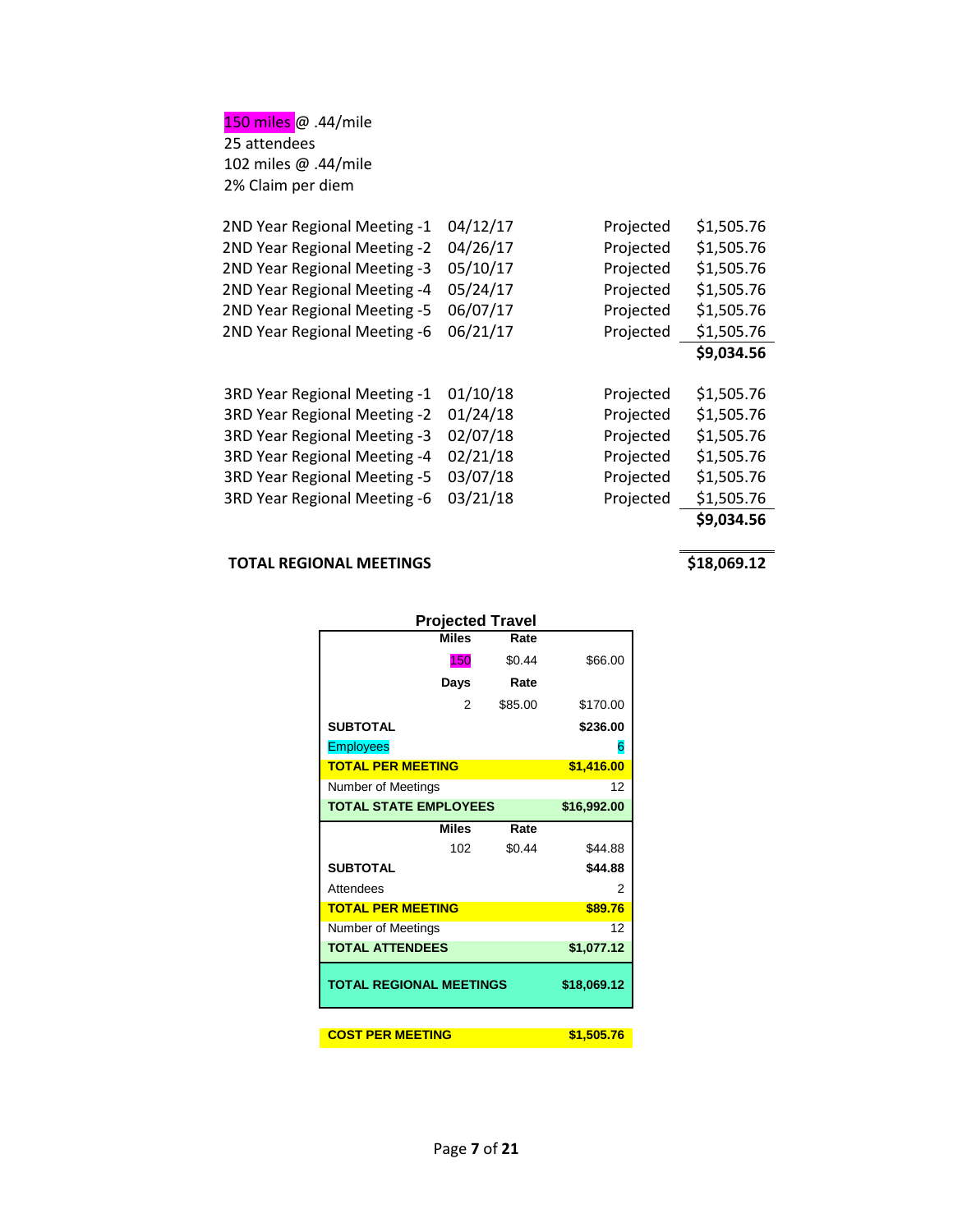150 miles @ .44/mile
25 attendees
102 miles @ .44/mile
2% Claim per diem

| | | | |
|---|---|---|---|
| 2ND Year Regional Meeting -1 | 04/12/17 | Projected | $1,505.76 |
| 2ND Year Regional Meeting -2 | 04/26/17 | Projected | $1,505.76 |
| 2ND Year Regional Meeting -3 | 05/10/17 | Projected | $1,505.76 |
| 2ND Year Regional Meeting -4 | 05/24/17 | Projected | $1,505.76 |
| 2ND Year Regional Meeting -5 | 06/07/17 | Projected | $1,505.76 |
| 2ND Year Regional Meeting -6 | 06/21/17 | Projected | $1,505.76 |
| | | | **$9,034.56** |
| 3RD Year Regional Meeting -1 | 01/10/18 | Projected | $1,505.76 |
| 3RD Year Regional Meeting -2 | 01/24/18 | Projected | $1,505.76 |
| 3RD Year Regional Meeting -3 | 02/07/18 | Projected | $1,505.76 |
| 3RD Year Regional Meeting -4 | 02/21/18 | Projected | $1,505.76 |
| 3RD Year Regional Meeting -5 | 03/07/18 | Projected | $1,505.76 |
| 3RD Year Regional Meeting -6 | 03/21/18 | Projected | $1,505.76 |
| | | | **$9,034.56** |
| **TOTAL REGIONAL MEETINGS** | | | **$18,069.12** |

**Projected Travel**

| | Miles | Rate | |
|---|---|---|---|
| | 150 | $0.44 | $66.00 |
| | **Days** | **Rate** | |
| | 2 | $85.00 | $170.00 |
| **SUBTOTAL** | | | **$236.00** |
| Employees | | | 6 |
| **TOTAL PER MEETING** | | | **$1,416.00** |
| Number of Meetings | | | 12 |
| **TOTAL STATE EMPLOYEES** | | | **$16,992.00** |
| | **Miles** | **Rate** | |
| | 102 | $0.44 | $44.88 |
| **SUBTOTAL** | | | **$44.88** |
| Attendees | | | 2 |
| **TOTAL PER MEETING** | | | **$89.76** |
| Number of Meetings | | | 12 |
| **TOTAL ATTENDEES** | | | **$1,077.12** |
| **TOTAL REGIONAL MEETINGS** | | | **$18,069.12** |

| | |
|---|---|
| **COST PER MEETING** | **$1,505.76** |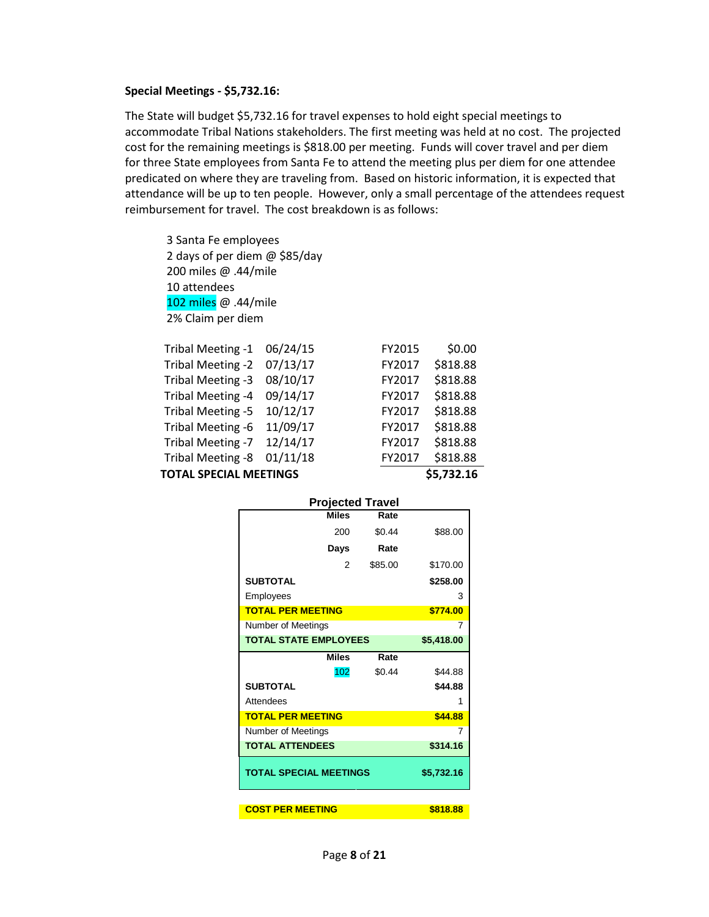**Special Meetings - $5,732.16:**

The State will budget $5,732.16 for travel expenses to hold eight special meetings to accommodate Tribal Nations stakeholders. The first meeting was held at no cost. The projected cost for the remaining meetings is $818.00 per meeting. Funds will cover travel and per diem for three State employees from Santa Fe to attend the meeting plus per diem for one attendee predicated on where they are traveling from. Based on historic information, it is expected that attendance will be up to ten people. However, only a small percentage of the attendees request reimbursement for travel. The cost breakdown is as follows:

3 Santa Fe employees
2 days of per diem @ $85/day
200 miles @ .44/mile
10 attendees
102 miles @ .44/mile
2% Claim per diem

| Meeting | Date | Fiscal Year | Amount |
|---|---|---|---|
| Tribal Meeting -1 | 06/24/15 | FY2015 | $0.00 |
| Tribal Meeting -2 | 07/13/17 | FY2017 | $818.88 |
| Tribal Meeting -3 | 08/10/17 | FY2017 | $818.88 |
| Tribal Meeting -4 | 09/14/17 | FY2017 | $818.88 |
| Tribal Meeting -5 | 10/12/17 | FY2017 | $818.88 |
| Tribal Meeting -6 | 11/09/17 | FY2017 | $818.88 |
| Tribal Meeting -7 | 12/14/17 | FY2017 | $818.88 |
| Tribal Meeting -8 | 01/11/18 | FY2017 | $818.88 |
| **TOTAL SPECIAL MEETINGS** | | | **$5,732.16** |

**Projected Travel**

| | Miles | Rate | |
|---|---|---|---|
| | 200 | $0.44 | $88.00 |
| | **Days** | **Rate** | |
| | 2 | $85.00 | $170.00 |
| **SUBTOTAL** | | | **$258.00** |
| Employees | | | 3 |
| **TOTAL PER MEETING** | | | **$774.00** |
| Number of Meetings | | | 7 |
| **TOTAL STATE EMPLOYEES** | | | **$5,418.00** |
| | **Miles** | **Rate** | |
| | 102 | $0.44 | $44.88 |
| **SUBTOTAL** | | | **$44.88** |
| Attendees | | | 1 |
| **TOTAL PER MEETING** | | | **$44.88** |
| Number of Meetings | | | 7 |
| **TOTAL ATTENDEES** | | | **$314.16** |
| **TOTAL SPECIAL MEETINGS** | | | **$5,732.16** |
| **COST PER MEETING** | | | **$818.88** |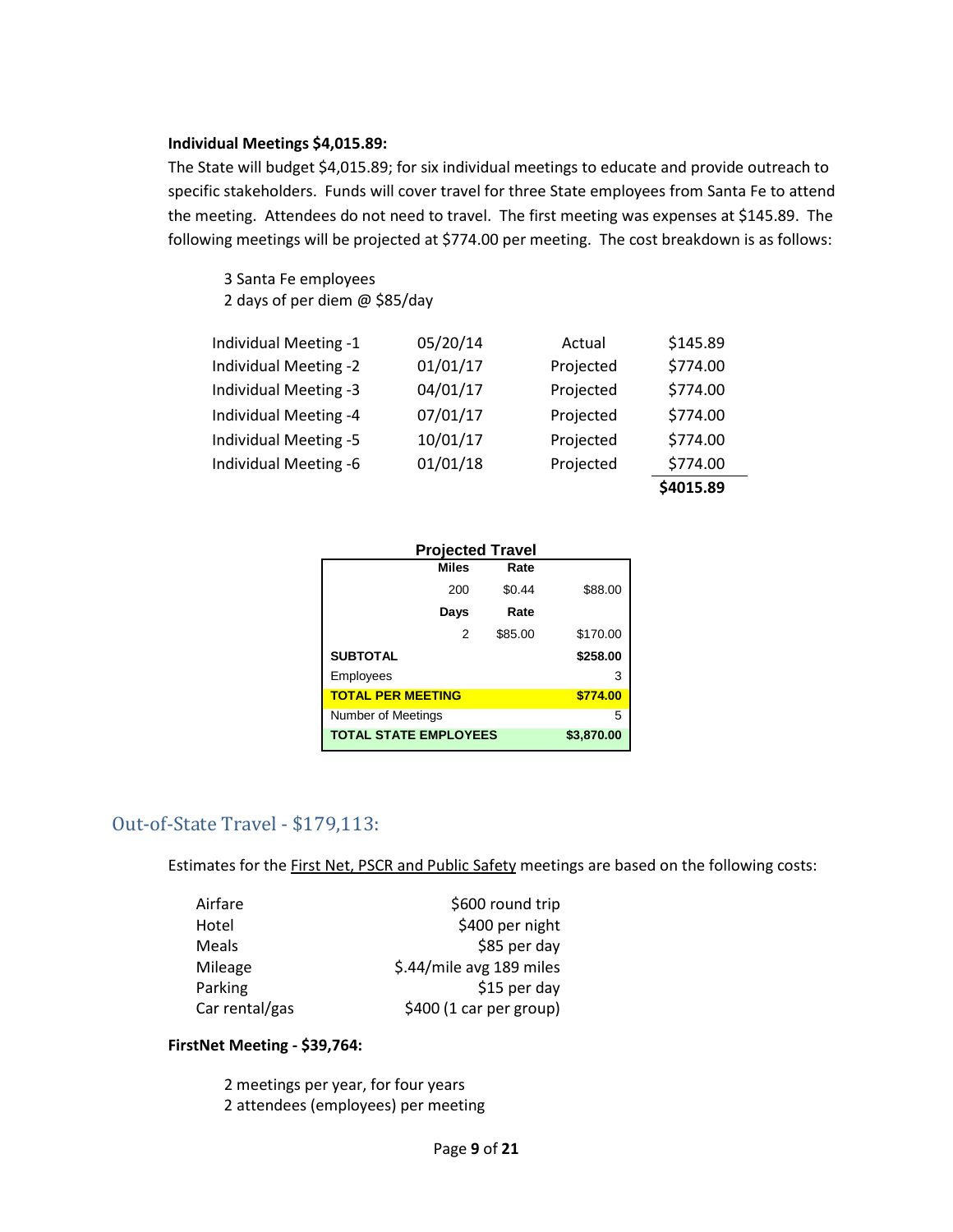**Individual Meetings $4,015.89:**

The State will budget $4,015.89; for six individual meetings to educate and provide outreach to specific stakeholders. Funds will cover travel for three State employees from Santa Fe to attend the meeting. Attendees do not need to travel. The first meeting was expenses at $145.89. The following meetings will be projected at $774.00 per meeting. The cost breakdown is as follows:

3 Santa Fe employees
2 days of per diem @ $85/day

| | | | |
|---|---|---|---|
| Individual Meeting -1 | 05/20/14 | Actual | $145.89 |
| Individual Meeting -2 | 01/01/17 | Projected | $774.00 |
| Individual Meeting -3 | 04/01/17 | Projected | $774.00 |
| Individual Meeting -4 | 07/01/17 | Projected | $774.00 |
| Individual Meeting -5 | 10/01/17 | Projected | $774.00 |
| Individual Meeting -6 | 01/01/18 | Projected | $774.00 |
| | | | **$4015.89** |

**Projected Travel**

| | Miles | Rate | |
|---|---|---|---|
| | 200 | $0.44 | $88.00 |
| | **Days** | **Rate** | |
| | 2 | $85.00 | $170.00 |
| **SUBTOTAL** | | | **$258.00** |
| Employees | | | 3 |
| **TOTAL PER MEETING** | | | **$774.00** |
| Number of Meetings | | | 5 |
| **TOTAL STATE EMPLOYEES** | | | **$3,870.00** |

## Out-of-State Travel - $179,113:

Estimates for the First Net, PSCR and Public Safety meetings are based on the following costs:

| | |
|---|---|
| Airfare | $600 round trip |
| Hotel | $400 per night |
| Meals | $85 per day |
| Mileage | $.44/mile avg 189 miles |
| Parking | $15 per day |
| Car rental/gas | $400 (1 car per group) |

**FirstNet Meeting - $39,764:**

2 meetings per year, for four years
2 attendees (employees) per meeting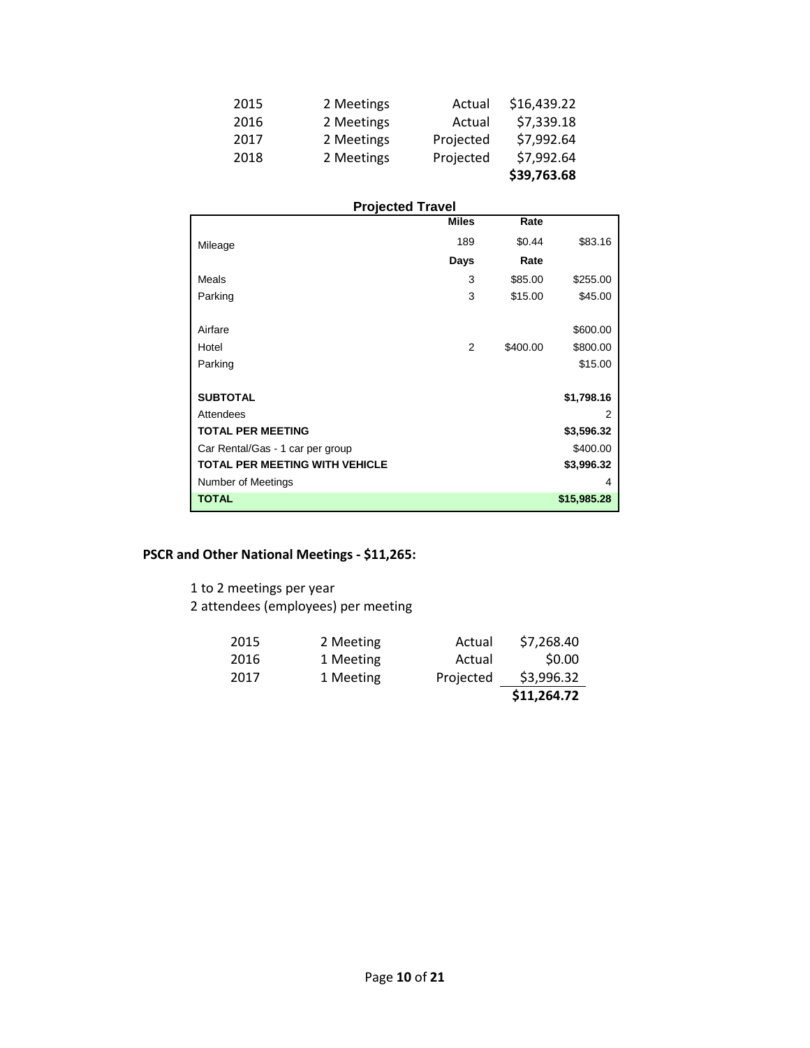| | | | |
|---|---|---|---|
| 2015 | 2 Meetings | Actual | $16,439.22 |
| 2016 | 2 Meetings | Actual | $7,339.18 |
| 2017 | 2 Meetings | Projected | $7,992.64 |
| 2018 | 2 Meetings | Projected | $7,992.64 |
| | | | **$39,763.68** |

**Projected Travel**

| | Miles | Rate | |
|---|---|---|---|
| Mileage | 189 | $0.44 | $83.16 |
| | **Days** | **Rate** | |
| Meals | 3 | $85.00 | $255.00 |
| Parking | 3 | $15.00 | $45.00 |
| | | | |
| Airfare | | | $600.00 |
| Hotel | 2 | $400.00 | $800.00 |
| Parking | | | $15.00 |
| | | | |
| **SUBTOTAL** | | | **$1,798.16** |
| Attendees | | | 2 |
| **TOTAL PER MEETING** | | | **$3,596.32** |
| Car Rental/Gas - 1 car per group | | | $400.00 |
| **TOTAL PER MEETING WITH VEHICLE** | | | **$3,996.32** |
| Number of Meetings | | | 4 |
| **TOTAL** | | | **$15,985.28** |

**PSCR and Other National Meetings - $11,265:**

1 to 2 meetings per year
2 attendees (employees) per meeting

| | | | |
|---|---|---|---|
| 2015 | 2 Meeting | Actual | $7,268.40 |
| 2016 | 1 Meeting | Actual | $0.00 |
| 2017 | 1 Meeting | Projected | $3,996.32 |
| | | | **$11,264.72** |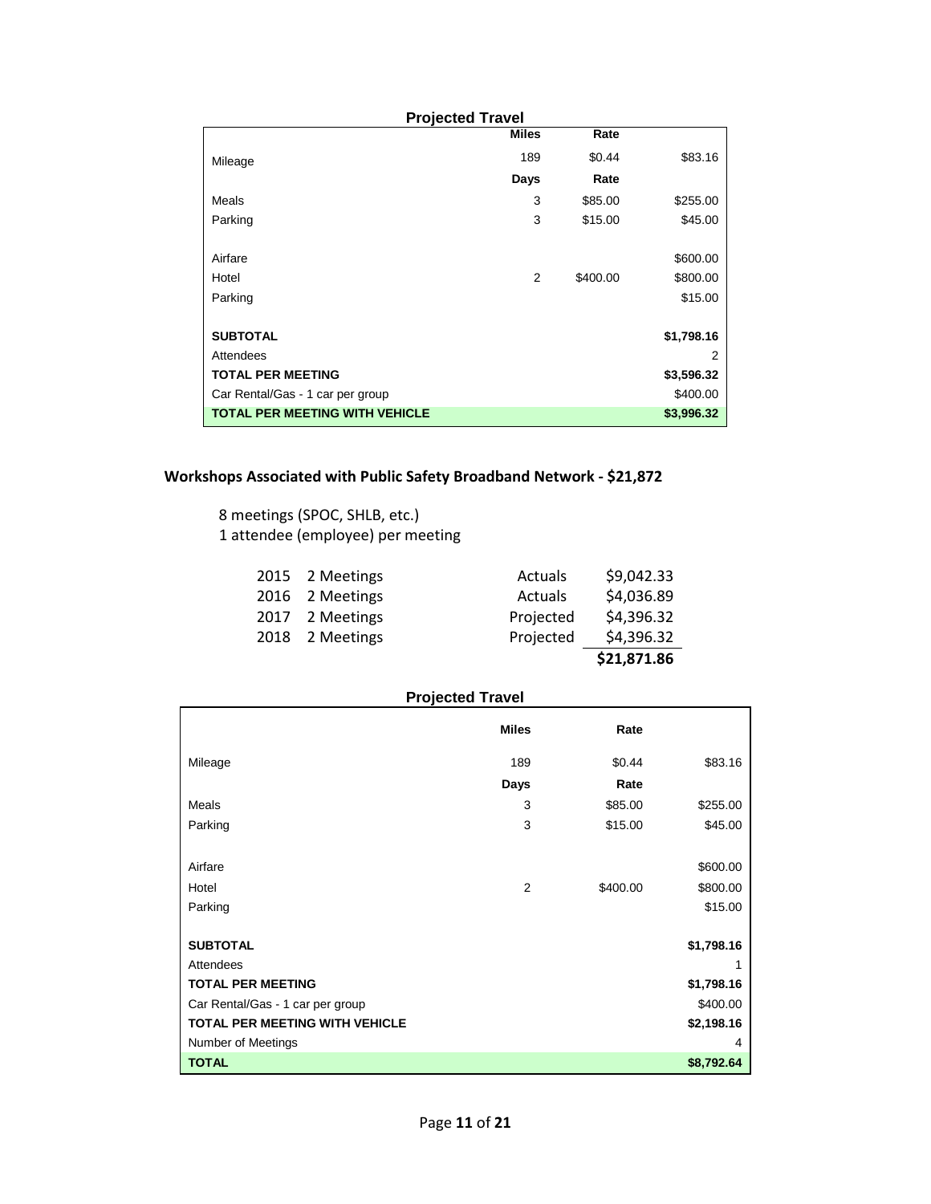**Projected Travel**

| | Miles | Rate | |
|---|---|---|---|
| Mileage | 189 | $0.44 | $83.16 |
| | **Days** | **Rate** | |
| Meals | 3 | $85.00 | $255.00 |
| Parking | 3 | $15.00 | $45.00 |
| | | | |
| Airfare | | | $600.00 |
| Hotel | 2 | $400.00 | $800.00 |
| Parking | | | $15.00 |
| | | | |
| **SUBTOTAL** | | | **$1,798.16** |
| Attendees | | | 2 |
| **TOTAL PER MEETING** | | | **$3,596.32** |
| Car Rental/Gas - 1 car per group | | | $400.00 |
| **TOTAL PER MEETING WITH VEHICLE** | | | **$3,996.32** |

**Workshops Associated with Public Safety Broadband Network - $21,872**

8 meetings (SPOC, SHLB, etc.)
1 attendee (employee) per meeting

| | | | |
|---|---|---|---|
| 2015 | 2 Meetings | Actuals | $9,042.33 |
| 2016 | 2 Meetings | Actuals | $4,036.89 |
| 2017 | 2 Meetings | Projected | $4,396.32 |
| 2018 | 2 Meetings | Projected | $4,396.32 |
| | | | **$21,871.86** |

**Projected Travel**

| | Miles | Rate | |
|---|---|---|---|
| Mileage | 189 | $0.44 | $83.16 |
| | **Days** | **Rate** | |
| Meals | 3 | $85.00 | $255.00 |
| Parking | 3 | $15.00 | $45.00 |
| | | | |
| Airfare | | | $600.00 |
| Hotel | 2 | $400.00 | $800.00 |
| Parking | | | $15.00 |
| | | | |
| **SUBTOTAL** | | | **$1,798.16** |
| Attendees | | | 1 |
| **TOTAL PER MEETING** | | | **$1,798.16** |
| Car Rental/Gas - 1 car per group | | | $400.00 |
| **TOTAL PER MEETING WITH VEHICLE** | | | **$2,198.16** |
| Number of Meetings | | | 4 |
| **TOTAL** | | | **$8,792.64** |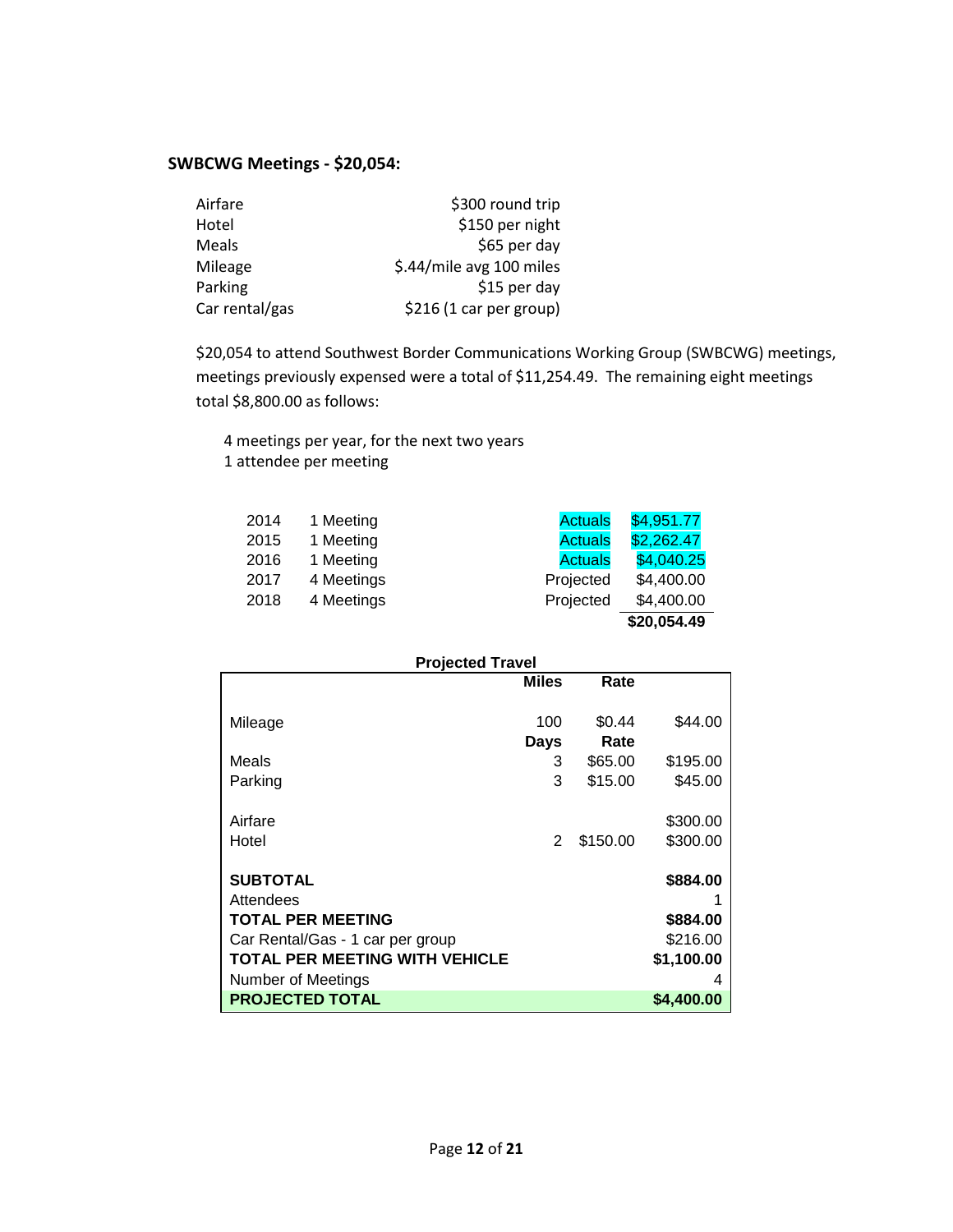### SWBCWG Meetings - $20,054:

| | |
|---|---|
| Airfare | $300 round trip |
| Hotel | $150 per night |
| Meals | $65 per day |
| Mileage | $.44/mile avg 100 miles |
| Parking | $15 per day |
| Car rental/gas | $216 (1 car per group) |

$20,054 to attend Southwest Border Communications Working Group (SWBCWG) meetings, meetings previously expensed were a total of $11,254.49. The remaining eight meetings total $8,800.00 as follows:

4 meetings per year, for the next two years
1 attendee per meeting

| | | | |
|---|---|---|---|
| 2014 | 1 Meeting | Actuals | $4,951.77 |
| 2015 | 1 Meeting | Actuals | $2,262.47 |
| 2016 | 1 Meeting | Actuals | $4,040.25 |
| 2017 | 4 Meetings | Projected | $4,400.00 |
| 2018 | 4 Meetings | Projected | $4,400.00 |
| | | | **$20,054.49** |

**Projected Travel**

| | Miles | Rate | |
|---|---|---|---|
| Mileage | 100 | $0.44 | $44.00 |
| | **Days** | **Rate** | |
| Meals | 3 | $65.00 | $195.00 |
| Parking | 3 | $15.00 | $45.00 |
| Airfare | | | $300.00 |
| Hotel | 2 | $150.00 | $300.00 |
| **SUBTOTAL** | | | **$884.00** |
| Attendees | | | 1 |
| **TOTAL PER MEETING** | | | **$884.00** |
| Car Rental/Gas - 1 car per group | | | $216.00 |
| **TOTAL PER MEETING WITH VEHICLE** | | | **$1,100.00** |
| Number of Meetings | | | 4 |
| **PROJECTED TOTAL** | | | **$4,400.00** |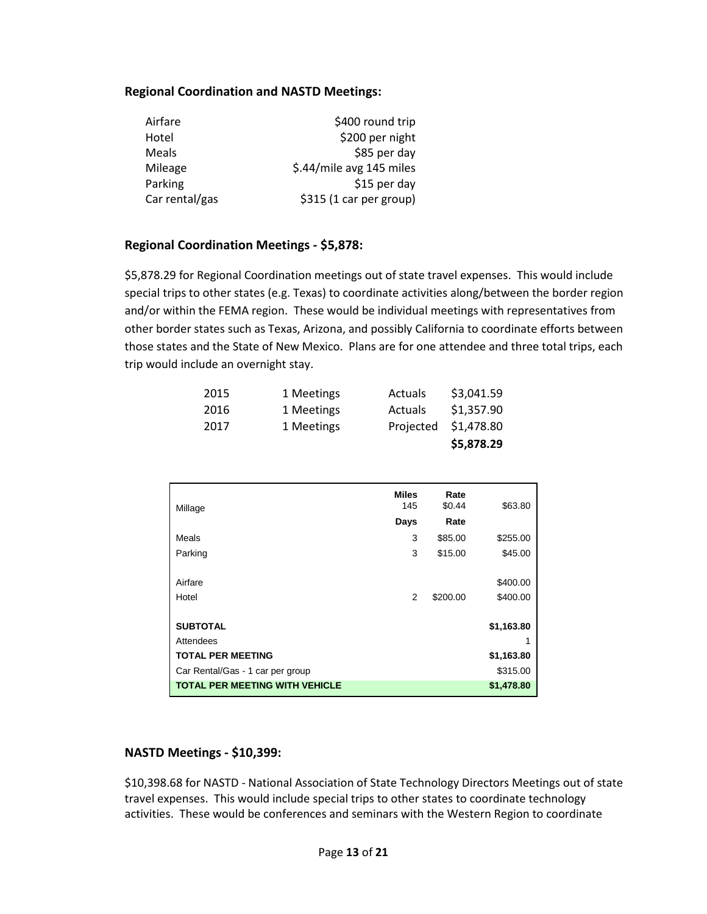### Regional Coordination and NASTD Meetings:

| | |
|---|---|
| Airfare | $400 round trip |
| Hotel | $200 per night |
| Meals | $85 per day |
| Mileage | $.44/mile avg 145 miles |
| Parking | $15 per day |
| Car rental/gas | $315 (1 car per group) |

### Regional Coordination Meetings - $5,878:

$5,878.29 for Regional Coordination meetings out of state travel expenses. This would include special trips to other states (e.g. Texas) to coordinate activities along/between the border region and/or within the FEMA region. These would be individual meetings with representatives from other border states such as Texas, Arizona, and possibly California to coordinate efforts between those states and the State of New Mexico. Plans are for one attendee and three total trips, each trip would include an overnight stay.

| | | | |
|---|---|---|---|
| 2015 | 1 Meetings | Actuals | $3,041.59 |
| 2016 | 1 Meetings | Actuals | $1,357.90 |
| 2017 | 1 Meetings | Projected | $1,478.80 |
| | | | **$5,878.29** |

| | Miles | Rate | |
|---|---|---|---|
| Millage | 145 | $0.44 | $63.80 |
| | **Days** | **Rate** | |
| Meals | 3 | $85.00 | $255.00 |
| Parking | 3 | $15.00 | $45.00 |
| Airfare | | | $400.00 |
| Hotel | 2 | $200.00 | $400.00 |
| **SUBTOTAL** | | | **$1,163.80** |
| Attendees | | | 1 |
| **TOTAL PER MEETING** | | | **$1,163.80** |
| Car Rental/Gas - 1 car per group | | | $315.00 |
| **TOTAL PER MEETING WITH VEHICLE** | | | **$1,478.80** |

### NASTD Meetings - $10,399:

$10,398.68 for NASTD - National Association of State Technology Directors Meetings out of state travel expenses. This would include special trips to other states to coordinate technology activities. These would be conferences and seminars with the Western Region to coordinate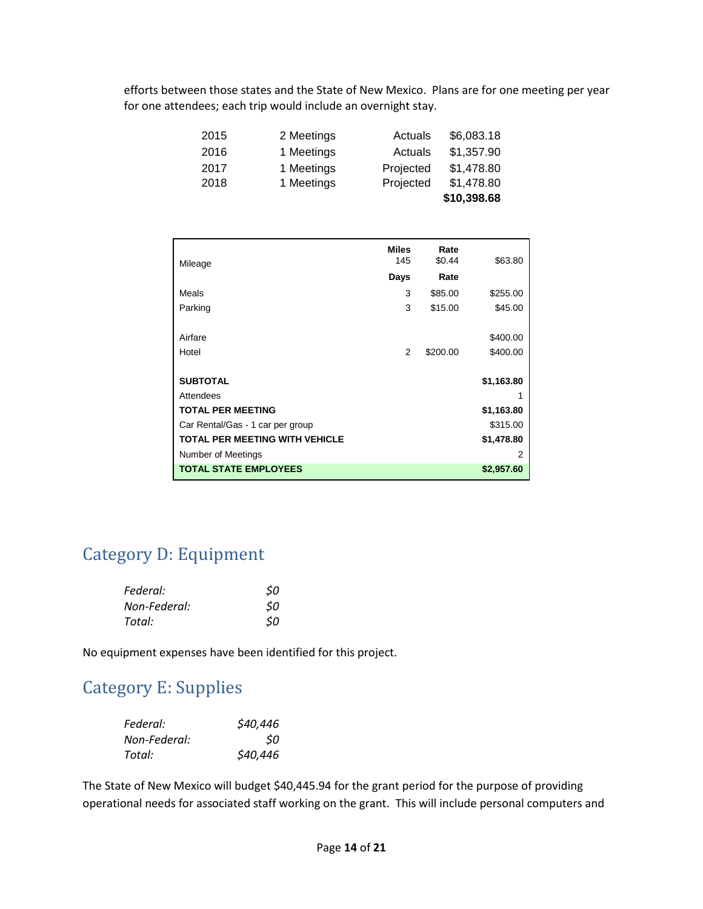efforts between those states and the State of New Mexico. Plans are for one meeting per year for one attendees; each trip would include an overnight stay.

| | | | |
|---|---|---|---|
| 2015 | 2 Meetings | Actuals | $6,083.18 |
| 2016 | 1 Meetings | Actuals | $1,357.90 |
| 2017 | 1 Meetings | Projected | $1,478.80 |
| 2018 | 1 Meetings | Projected | $1,478.80 |
| | | | **$10,398.68** |

| | **Miles** | **Rate** | |
|---|---|---|---|
| Mileage | 145 | $0.44 | $63.80 |
| | **Days** | **Rate** | |
| Meals | 3 | $85.00 | $255.00 |
| Parking | 3 | $15.00 | $45.00 |
| Airfare | | | $400.00 |
| Hotel | 2 | $200.00 | $400.00 |
| **SUBTOTAL** | | | **$1,163.80** |
| Attendees | | | 1 |
| **TOTAL PER MEETING** | | | **$1,163.80** |
| Car Rental/Gas - 1 car per group | | | $315.00 |
| **TOTAL PER MEETING WITH VEHICLE** | | | **$1,478.80** |
| Number of Meetings | | | 2 |
| **TOTAL STATE EMPLOYEES** | | | **$2,957.60** |

## Category D: Equipment

| | |
|---|---|
| *Federal:* | *$0* |
| *Non-Federal:* | *$0* |
| *Total:* | *$0* |

No equipment expenses have been identified for this project.

## Category E: Supplies

| | |
|---|---|
| *Federal:* | *$40,446* |
| *Non-Federal:* | *$0* |
| *Total:* | *$40,446* |

The State of New Mexico will budget $40,445.94 for the grant period for the purpose of providing operational needs for associated staff working on the grant. This will include personal computers and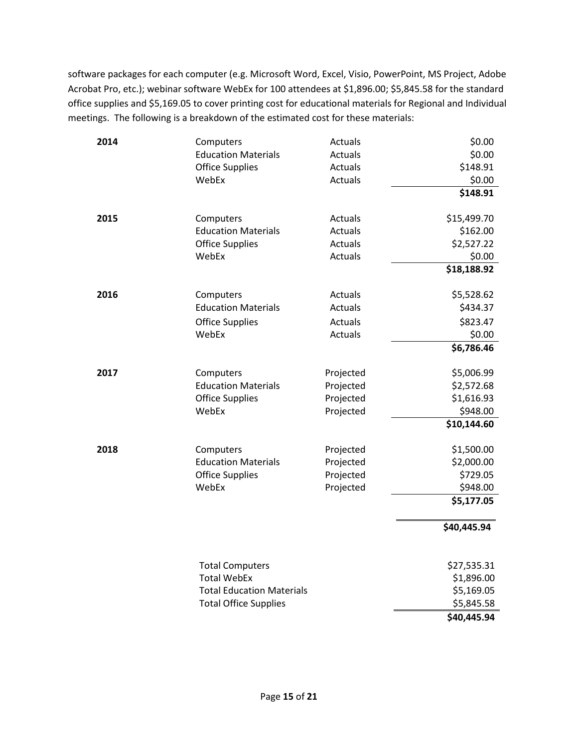software packages for each computer (e.g. Microsoft Word, Excel, Visio, PowerPoint, MS Project, Adobe Acrobat Pro, etc.); webinar software WebEx for 100 attendees at $1,896.00; $5,845.58 for the standard office supplies and $5,169.05 to cover printing cost for educational materials for Regional and Individual meetings. The following is a breakdown of the estimated cost for these materials:

| Year | Item | Type | Amount |
|---|---|---|---|
| **2014** | Computers | Actuals | $0.00 |
| | Education Materials | Actuals | $0.00 |
| | Office Supplies | Actuals | $148.91 |
| | WebEx | Actuals | $0.00 |
| | | | **$148.91** |
| **2015** | Computers | Actuals | $15,499.70 |
| | Education Materials | Actuals | $162.00 |
| | Office Supplies | Actuals | $2,527.22 |
| | WebEx | Actuals | $0.00 |
| | | | **$18,188.92** |
| **2016** | Computers | Actuals | $5,528.62 |
| | Education Materials | Actuals | $434.37 |
| | Office Supplies | Actuals | $823.47 |
| | WebEx | Actuals | $0.00 |
| | | | **$6,786.46** |
| **2017** | Computers | Projected | $5,006.99 |
| | Education Materials | Projected | $2,572.68 |
| | Office Supplies | Projected | $1,616.93 |
| | WebEx | Projected | $948.00 |
| | | | **$10,144.60** |
| **2018** | Computers | Projected | $1,500.00 |
| | Education Materials | Projected | $2,000.00 |
| | Office Supplies | Projected | $729.05 |
| | WebEx | Projected | $948.00 |
| | | | **$5,177.05** |
| | | | **$40,445.94** |

| Item | Amount |
|---|---|
| Total Computers | $27,535.31 |
| Total WebEx | $1,896.00 |
| Total Education Materials | $5,169.05 |
| Total Office Supplies | $5,845.58 |
| | **$40,445.94** |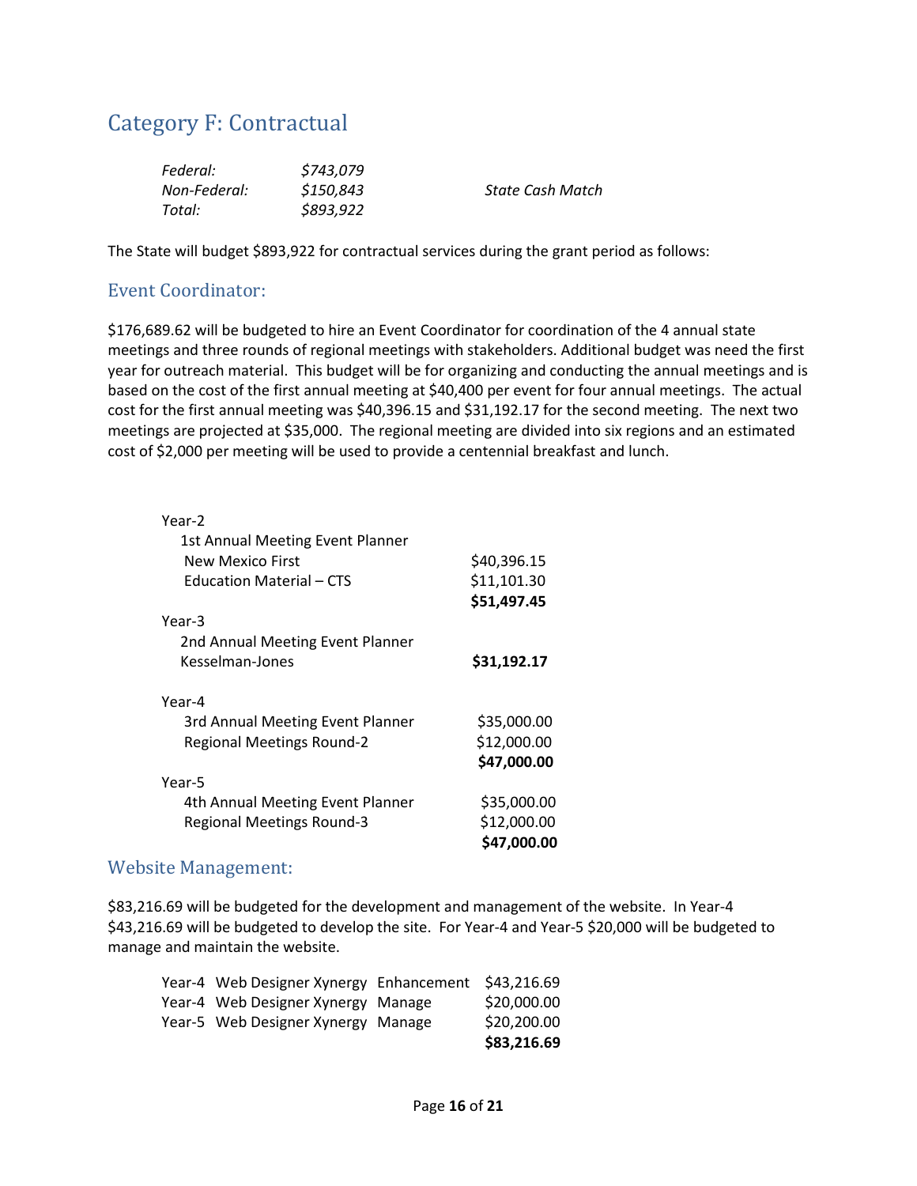# Category F: Contractual

| | | |
|---|---|---|
| *Federal:* | *$743,079* | |
| *Non-Federal:* | *$150,843* | *State Cash Match* |
| *Total:* | *$893,922* | |

The State will budget $893,922 for contractual services during the grant period as follows:

## Event Coordinator:

$176,689.62 will be budgeted to hire an Event Coordinator for coordination of the 4 annual state meetings and three rounds of regional meetings with stakeholders. Additional budget was need the first year for outreach material. This budget will be for organizing and conducting the annual meetings and is based on the cost of the first annual meeting at $40,400 per event for four annual meetings. The actual cost for the first annual meeting was $40,396.15 and $31,192.17 for the second meeting. The next two meetings are projected at $35,000. The regional meeting are divided into six regions and an estimated cost of $2,000 per meeting will be used to provide a centennial breakfast and lunch.

| | |
|---|---|
| Year-2 | |
| 1st Annual Meeting Event Planner | |
| New Mexico First | $40,396.15 |
| Education Material – CTS | $11,101.30 |
| | **$51,497.45** |
| Year-3 | |
| 2nd Annual Meeting Event Planner | |
| Kesselman-Jones | **$31,192.17** |
| Year-4 | |
| 3rd Annual Meeting Event Planner | $35,000.00 |
| Regional Meetings Round-2 | $12,000.00 |
| | **$47,000.00** |
| Year-5 | |
| 4th Annual Meeting Event Planner | $35,000.00 |
| Regional Meetings Round-3 | $12,000.00 |
| | **$47,000.00** |

## Website Management:

$83,216.69 will be budgeted for the development and management of the website. In Year-4 $43,216.69 will be budgeted to develop the site. For Year-4 and Year-5 $20,000 will be budgeted to manage and maintain the website.

| | | | |
|---|---|---|---|
| Year-4 | Web Designer Xynergy | Enhancement | $43,216.69 |
| Year-4 | Web Designer Xynergy | Manage | $20,000.00 |
| Year-5 | Web Designer Xynergy | Manage | $20,200.00 |
| | | | **$83,216.69** |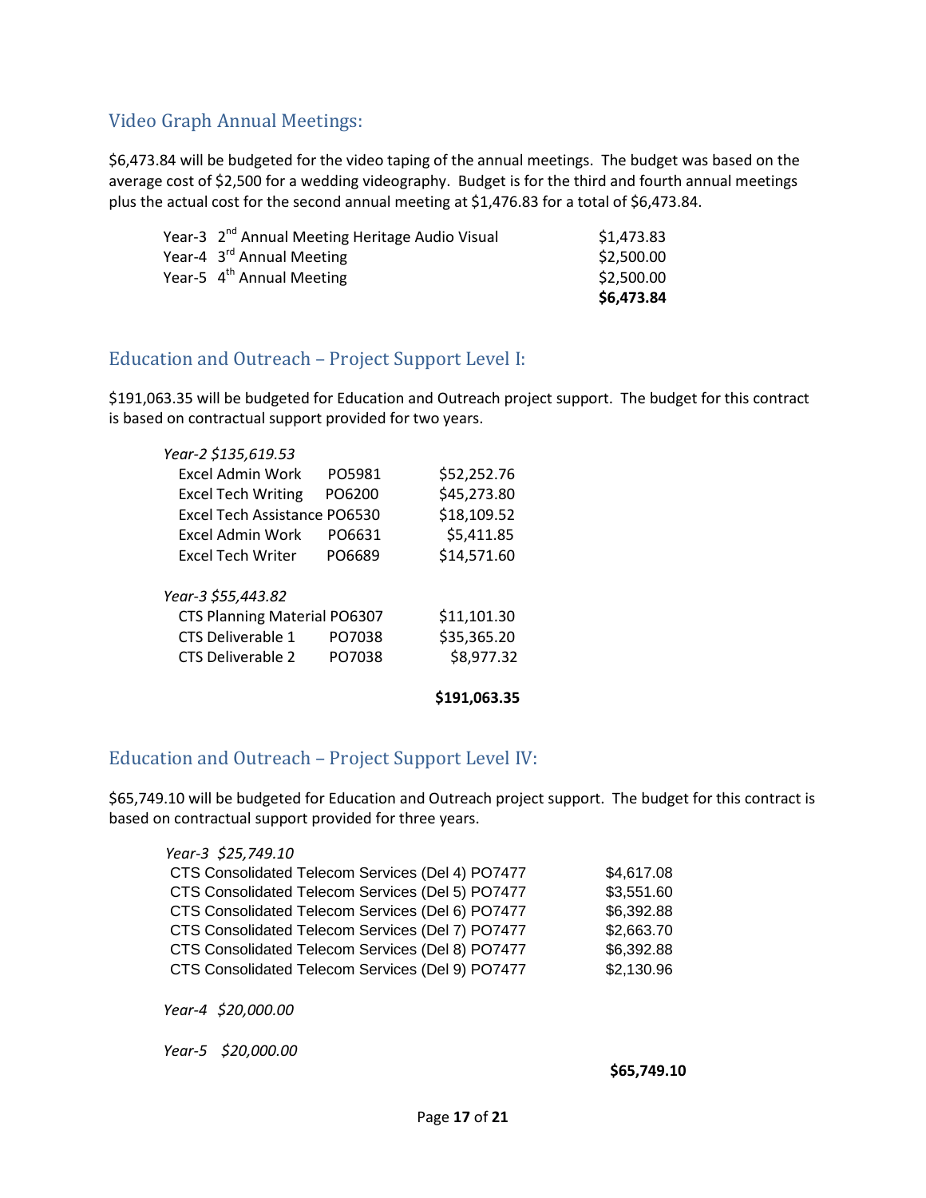## Video Graph Annual Meetings:

$6,473.84 will be budgeted for the video taping of the annual meetings. The budget was based on the average cost of $2,500 for a wedding videography. Budget is for the third and fourth annual meetings plus the actual cost for the second annual meeting at $1,476.83 for a total of $6,473.84.

| | |
|---|---|
| Year-3 2nd Annual Meeting Heritage Audio Visual | $1,473.83 |
| Year-4 3rd Annual Meeting | $2,500.00 |
| Year-5 4th Annual Meeting | $2,500.00 |
| | **$6,473.84** |

## Education and Outreach – Project Support Level I:

$191,063.35 will be budgeted for Education and Outreach project support. The budget for this contract is based on contractual support provided for two years.

| | | |
|---|---|---|
| *Year-2 $135,619.53* | | |
| Excel Admin Work | PO5981 | $52,252.76 |
| Excel Tech Writing | PO6200 | $45,273.80 |
| Excel Tech Assistance | PO6530 | $18,109.52 |
| Excel Admin Work | PO6631 | $5,411.85 |
| Excel Tech Writer | PO6689 | $14,571.60 |
| *Year-3 $55,443.82* | | |
| CTS Planning Material | PO6307 | $11,101.30 |
| CTS Deliverable 1 | PO7038 | $35,365.20 |
| CTS Deliverable 2 | PO7038 | $8,977.32 |
| | | **$191,063.35** |

## Education and Outreach – Project Support Level IV:

$65,749.10 will be budgeted for Education and Outreach project support. The budget for this contract is based on contractual support provided for three years.

| | |
|---|---|
| *Year-3 $25,749.10* | |
| CTS Consolidated Telecom Services (Del 4) PO7477 | $4,617.08 |
| CTS Consolidated Telecom Services (Del 5) PO7477 | $3,551.60 |
| CTS Consolidated Telecom Services (Del 6) PO7477 | $6,392.88 |
| CTS Consolidated Telecom Services (Del 7) PO7477 | $2,663.70 |
| CTS Consolidated Telecom Services (Del 8) PO7477 | $6,392.88 |
| CTS Consolidated Telecom Services (Del 9) PO7477 | $2,130.96 |
| *Year-4 $20,000.00* | |
| *Year-5 $20,000.00* | |
| | **$65,749.10** |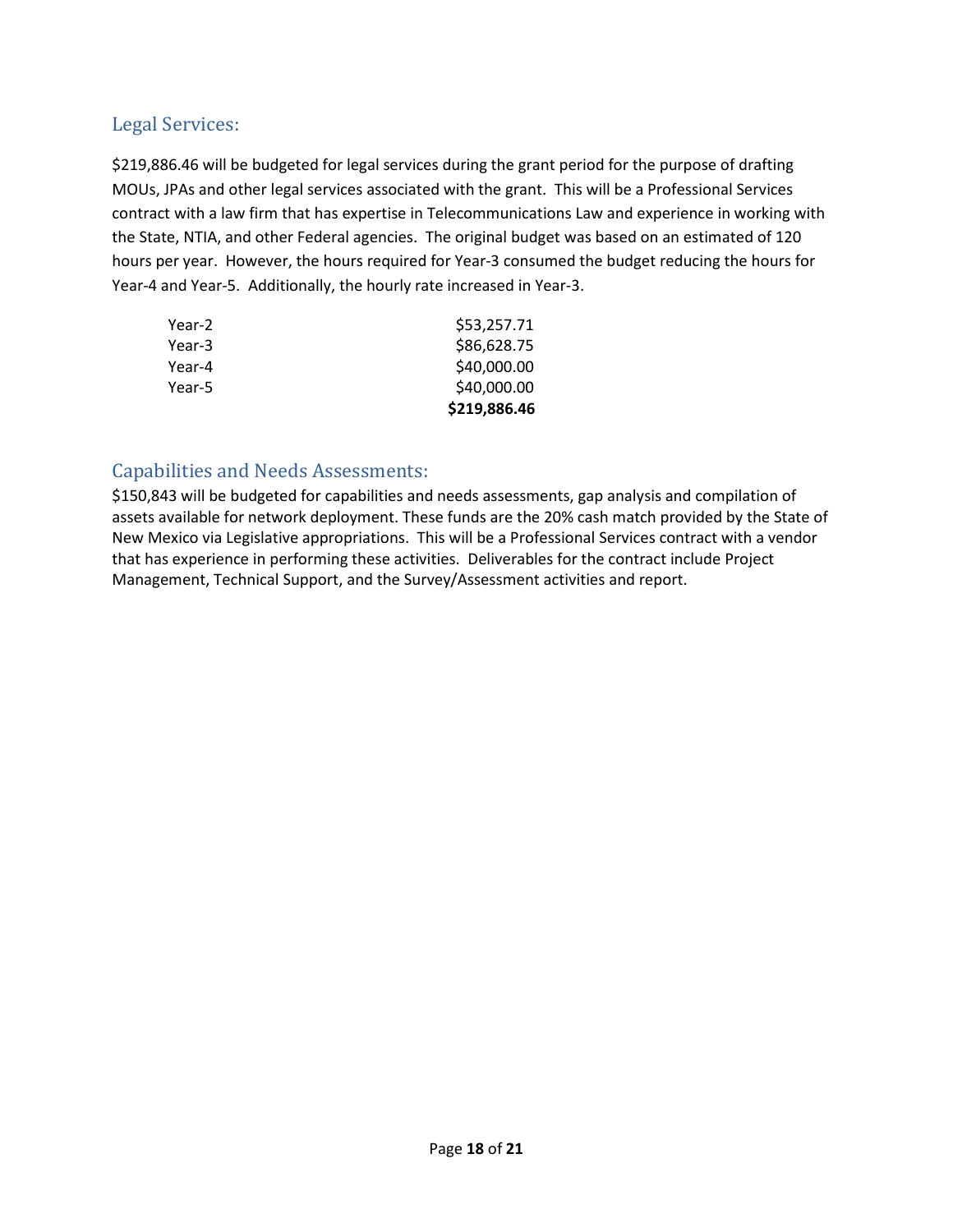## Legal Services:

$219,886.46 will be budgeted for legal services during the grant period for the purpose of drafting MOUs, JPAs and other legal services associated with the grant. This will be a Professional Services contract with a law firm that has expertise in Telecommunications Law and experience in working with the State, NTIA, and other Federal agencies. The original budget was based on an estimated of 120 hours per year. However, the hours required for Year-3 consumed the budget reducing the hours for Year-4 and Year-5. Additionally, the hourly rate increased in Year-3.

| | |
|---|---|
| Year-2 | $53,257.71 |
| Year-3 | $86,628.75 |
| Year-4 | $40,000.00 |
| Year-5 | $40,000.00 |
| | **$219,886.46** |

## Capabilities and Needs Assessments:

$150,843 will be budgeted for capabilities and needs assessments, gap analysis and compilation of assets available for network deployment. These funds are the 20% cash match provided by the State of New Mexico via Legislative appropriations. This will be a Professional Services contract with a vendor that has experience in performing these activities. Deliverables for the contract include Project Management, Technical Support, and the Survey/Assessment activities and report.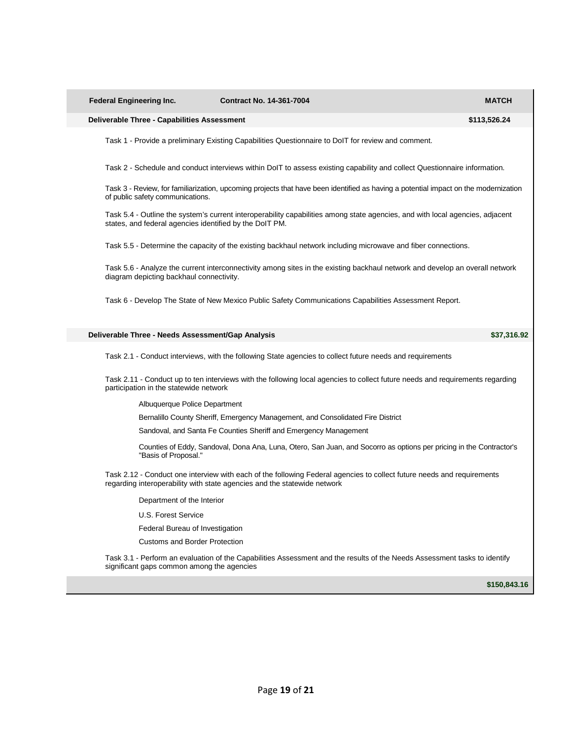| Federal Engineering Inc. | Contract No. 14-361-7004 | MATCH |
|---|---|---|
| **Deliverable Three - Capabilities Assessment** | | **$113,526.24** |

Task 1 - Provide a preliminary Existing Capabilities Questionnaire to DoIT for review and comment.

Task 2 - Schedule and conduct interviews within DoIT to assess existing capability and collect Questionnaire information.

Task 3 - Review, for familiarization, upcoming projects that have been identified as having a potential impact on the modernization of public safety communications.

Task 5.4 - Outline the system's current interoperability capabilities among state agencies, and with local agencies, adjacent states, and federal agencies identified by the DoIT PM.

Task 5.5 - Determine the capacity of the existing backhaul network including microwave and fiber connections.

Task 5.6 - Analyze the current interconnectivity among sites in the existing backhaul network and develop an overall network diagram depicting backhaul connectivity.

Task 6 - Develop The State of New Mexico Public Safety Communications Capabilities Assessment Report.

| **Deliverable Three - Needs Assessment/Gap Analysis** | **$37,316.92** |
|---|---|

Task 2.1 - Conduct interviews, with the following State agencies to collect future needs and requirements

Task 2.11 - Conduct up to ten interviews with the following local agencies to collect future needs and requirements regarding participation in the statewide network

- Albuquerque Police Department
- Bernalillo County Sheriff, Emergency Management, and Consolidated Fire District
- Sandoval, and Santa Fe Counties Sheriff and Emergency Management
- Counties of Eddy, Sandoval, Dona Ana, Luna, Otero, San Juan, and Socorro as options per pricing in the Contractor's "Basis of Proposal."

Task 2.12 - Conduct one interview with each of the following Federal agencies to collect future needs and requirements regarding interoperability with state agencies and the statewide network

- Department of the Interior
- U.S. Forest Service
- Federal Bureau of Investigation
- Customs and Border Protection

Task 3.1 - Perform an evaluation of the Capabilities Assessment and the results of the Needs Assessment tasks to identify significant gaps common among the agencies

**$150,843.16**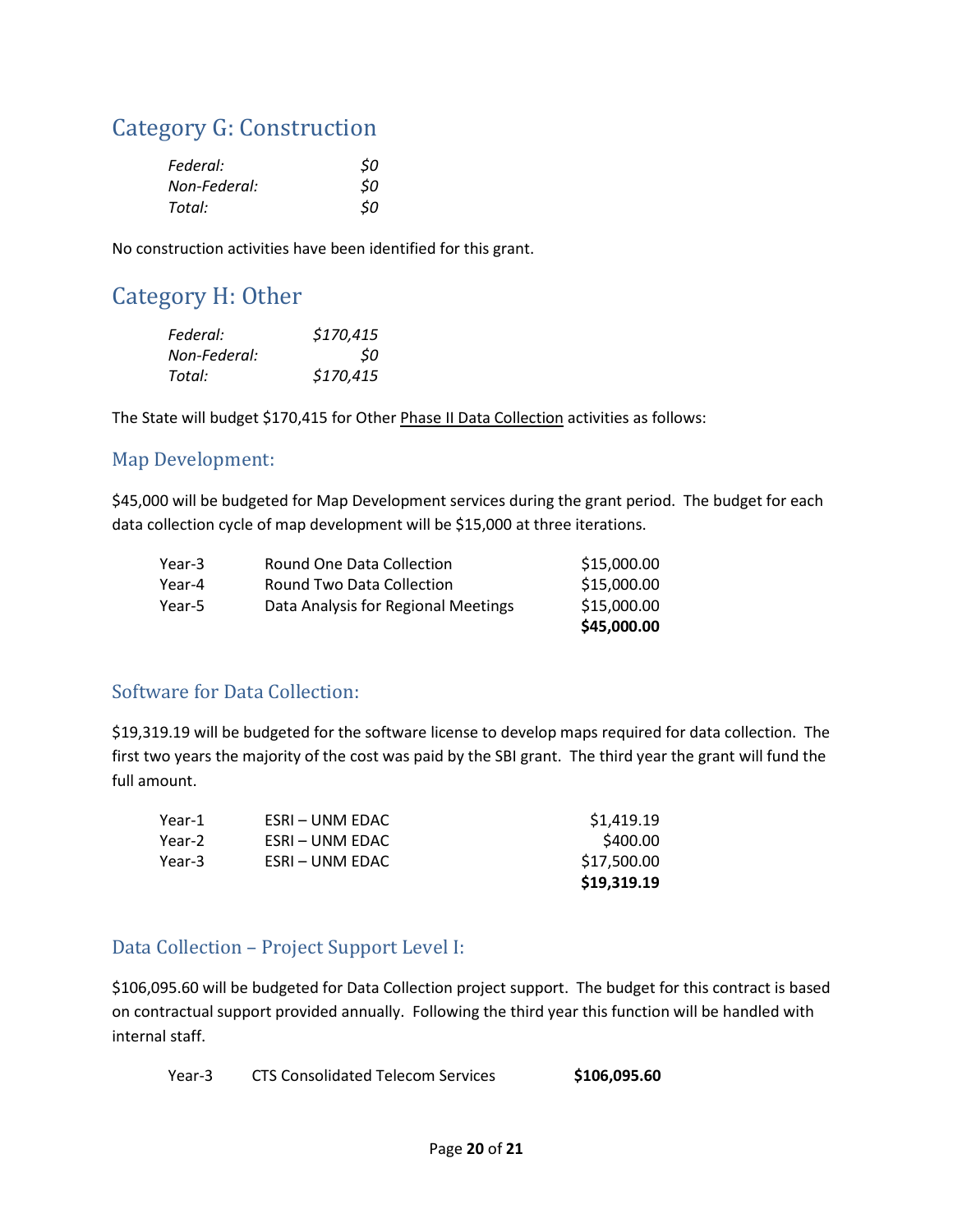## Category G: Construction

| | |
|---|---|
| *Federal:* | *$0* |
| *Non-Federal:* | *$0* |
| *Total:* | *$0* |

No construction activities have been identified for this grant.

## Category H: Other

| | |
|---|---|
| *Federal:* | *$170,415* |
| *Non-Federal:* | *$0* |
| *Total:* | *$170,415* |

The State will budget $170,415 for Other Phase II Data Collection activities as follows:

### Map Development:

$45,000 will be budgeted for Map Development services during the grant period. The budget for each data collection cycle of map development will be $15,000 at three iterations.

| | | |
|---|---|---|
| Year-3 | Round One Data Collection | $15,000.00 |
| Year-4 | Round Two Data Collection | $15,000.00 |
| Year-5 | Data Analysis for Regional Meetings | $15,000.00 |
| | | **$45,000.00** |

### Software for Data Collection:

$19,319.19 will be budgeted for the software license to develop maps required for data collection. The first two years the majority of the cost was paid by the SBI grant. The third year the grant will fund the full amount.

| | | |
|---|---|---|
| Year-1 | ESRI – UNM EDAC | $1,419.19 |
| Year-2 | ESRI – UNM EDAC | $400.00 |
| Year-3 | ESRI – UNM EDAC | $17,500.00 |
| | | **$19,319.19** |

### Data Collection – Project Support Level I:

$106,095.60 will be budgeted for Data Collection project support. The budget for this contract is based on contractual support provided annually. Following the third year this function will be handled with internal staff.

| | | |
|---|---|---|
| Year-3 | CTS Consolidated Telecom Services | **$106,095.60** |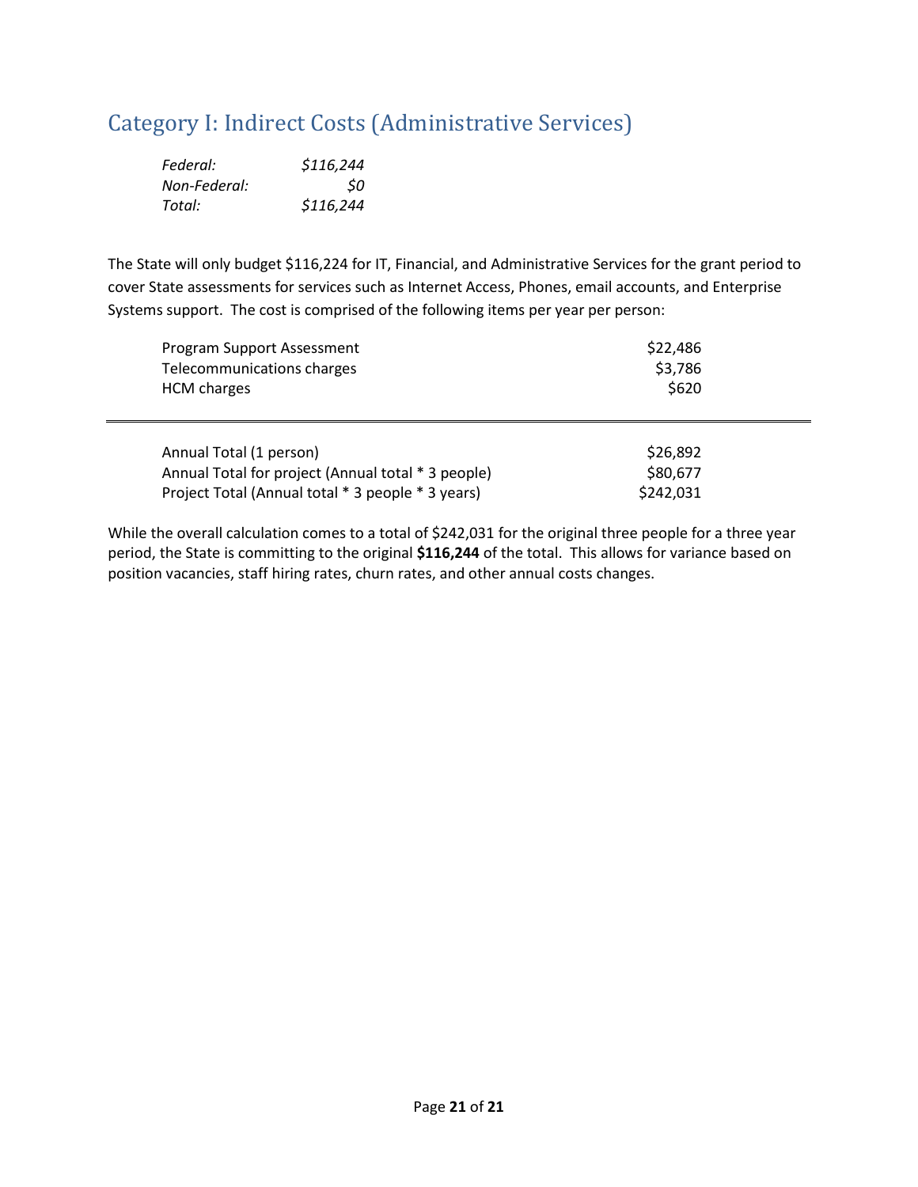## Category I: Indirect Costs (Administrative Services)

| | |
|---|---|
| *Federal:* | *$116,244* |
| *Non-Federal:* | *$0* |
| *Total:* | *$116,244* |

The State will only budget $116,224 for IT, Financial, and Administrative Services for the grant period to cover State assessments for services such as Internet Access, Phones, email accounts, and Enterprise Systems support. The cost is comprised of the following items per year per person:

| | |
|---|---|
| Program Support Assessment | $22,486 |
| Telecommunications charges | $3,786 |
| HCM charges | $620 |

| | |
|---|---|
| Annual Total (1 person) | $26,892 |
| Annual Total for project (Annual total * 3 people) | $80,677 |
| Project Total (Annual total * 3 people * 3 years) | $242,031 |

While the overall calculation comes to a total of $242,031 for the original three people for a three year period, the State is committing to the original **$116,244** of the total. This allows for variance based on position vacancies, staff hiring rates, churn rates, and other annual costs changes.